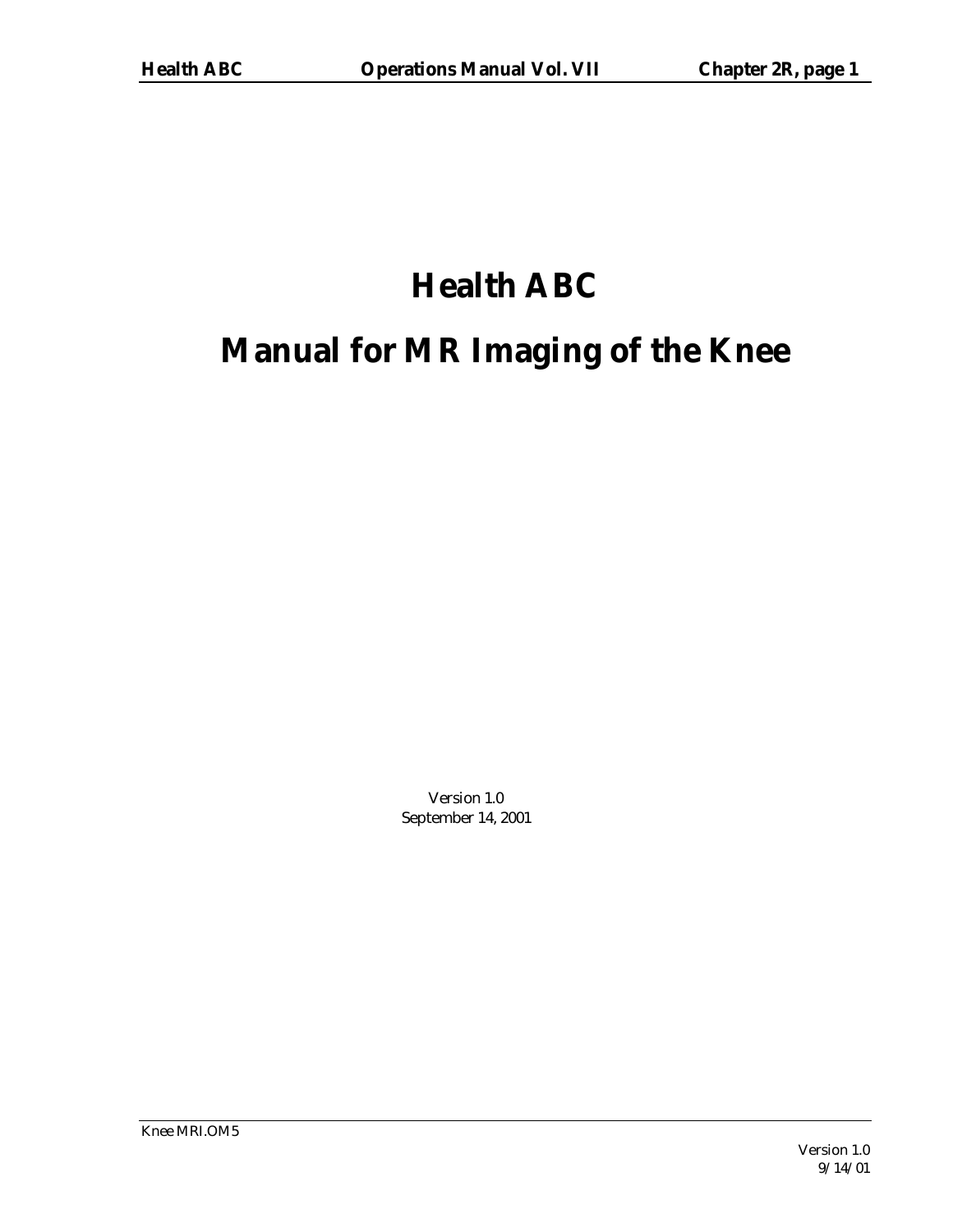# Health ABC

# Manual for MR Imaging of the Knee

Version 1.0
September 14, 2001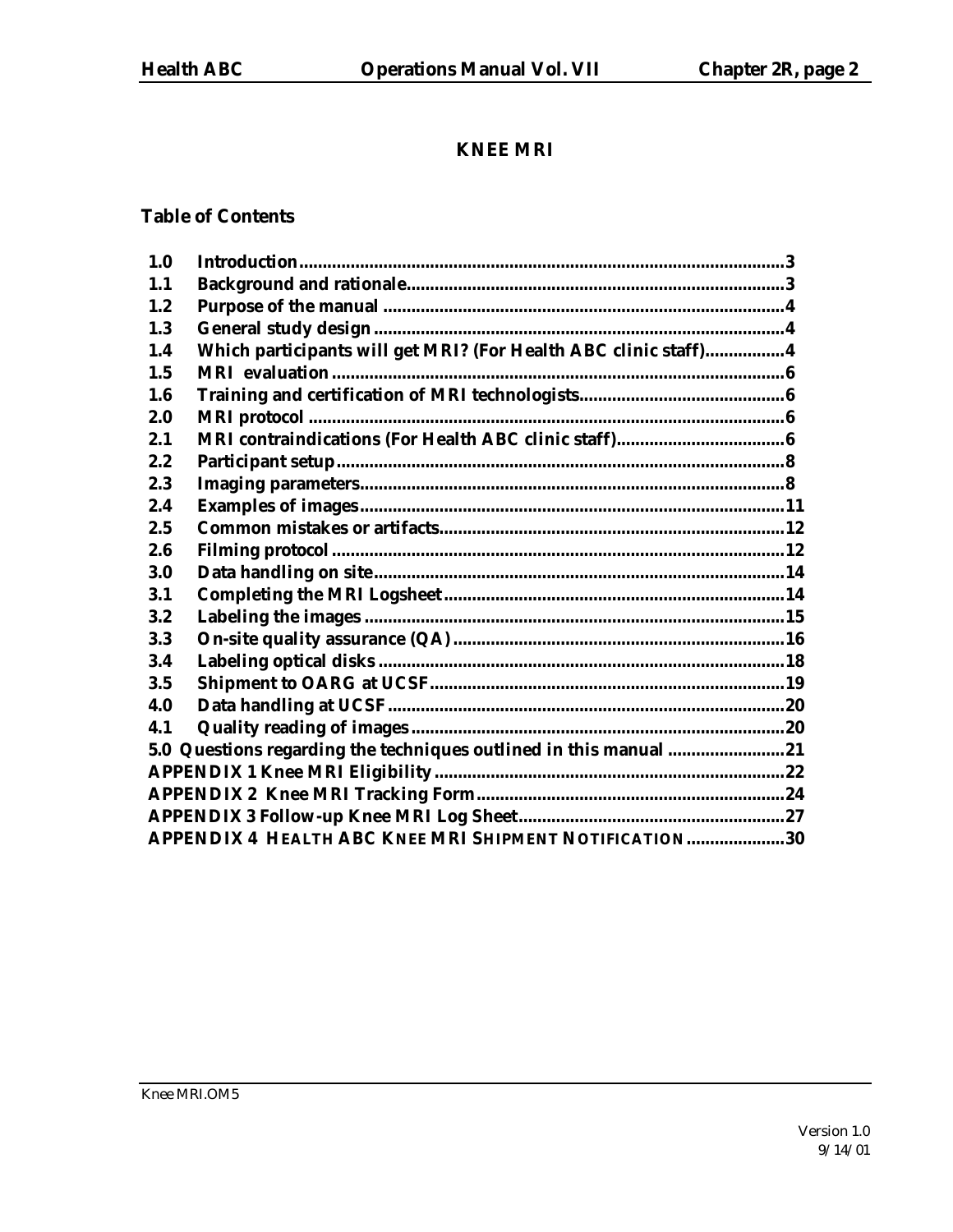# KNEE MRI

## Table of Contents

| | | |
|---|---|---|
| 1.0 | Introduction | 3 |
| 1.1 | Background and rationale | 3 |
| 1.2 | Purpose of the manual | 4 |
| 1.3 | General study design | 4 |
| 1.4 | Which participants will get MRI? (For Health ABC clinic staff) | 4 |
| 1.5 | MRI evaluation | 6 |
| 1.6 | Training and certification of MRI technologists | 6 |
| 2.0 | MRI protocol | 6 |
| 2.1 | MRI contraindications (For Health ABC clinic staff) | 6 |
| 2.2 | Participant setup | 8 |
| 2.3 | Imaging parameters | 8 |
| 2.4 | Examples of images | 11 |
| 2.5 | Common mistakes or artifacts | 12 |
| 2.6 | Filming protocol | 12 |
| 3.0 | Data handling on site | 14 |
| 3.1 | Completing the MRI Logsheet | 14 |
| 3.2 | Labeling the images | 15 |
| 3.3 | On-site quality assurance (QA) | 16 |
| 3.4 | Labeling optical disks | 18 |
| 3.5 | Shipment to OARG at UCSF | 19 |
| 4.0 | Data handling at UCSF | 20 |
| 4.1 | Quality reading of images | 20 |
| 5.0 | Questions regarding the techniques outlined in this manual | 21 |
| | APPENDIX 1 Knee MRI Eligibility | 22 |
| | APPENDIX 2 Knee MRI Tracking Form | 24 |
| | APPENDIX 3 Follow-up Knee MRI Log Sheet | 27 |
| | APPENDIX 4 HEALTH ABC KNEE MRI SHIPMENT NOTIFICATION | 30 |

Knee MRI.OM5

Version 1.0
9/14/01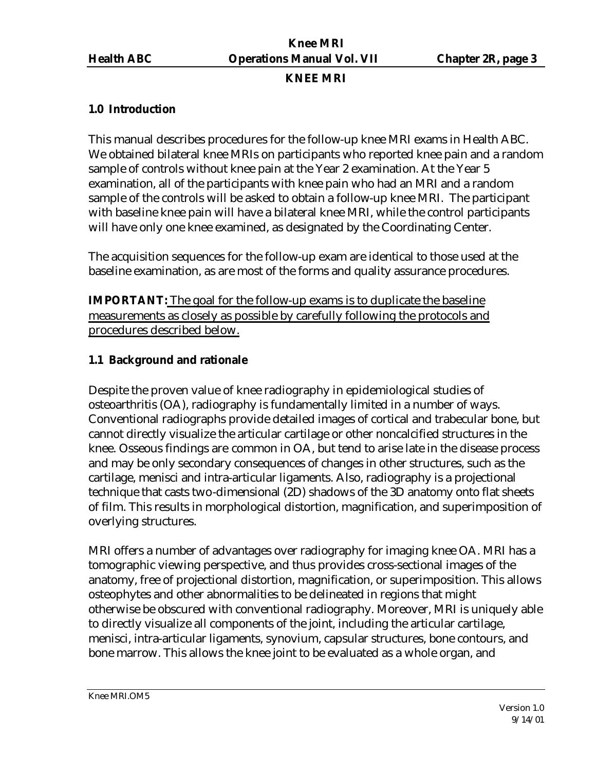# KNEE MRI

## 1.0 Introduction

This manual describes procedures for the follow-up knee MRI exams in Health ABC. We obtained bilateral knee MRIs on participants who reported knee pain and a random sample of controls without knee pain at the Year 2 examination. At the Year 5 examination, all of the participants with knee pain who had an MRI and a random sample of the controls will be asked to obtain a follow-up knee MRI. The participant with baseline knee pain will have a bilateral knee MRI, while the control participants will have only one knee examined, as designated by the Coordinating Center.

The acquisition sequences for the follow-up exam are identical to those used at the baseline examination, as are most of the forms and quality assurance procedures.

**IMPORTANT:** <u>The goal for the follow-up exams is to duplicate the baseline measurements as closely as possible by carefully following the protocols and procedures described below.</u>

## 1.1 Background and rationale

Despite the proven value of knee radiography in epidemiological studies of osteoarthritis (OA), radiography is fundamentally limited in a number of ways. Conventional radiographs provide detailed images of cortical and trabecular bone, but cannot directly visualize the articular cartilage or other noncalcified structures in the knee. Osseous findings are common in OA, but tend to arise late in the disease process and may be only secondary consequences of changes in other structures, such as the cartilage, menisci and intra-articular ligaments. Also, radiography is a projectional technique that casts two-dimensional (2D) shadows of the 3D anatomy onto flat sheets of film. This results in morphological distortion, magnification, and superimposition of overlying structures.

MRI offers a number of advantages over radiography for imaging knee OA. MRI has a tomographic viewing perspective, and thus provides cross-sectional images of the anatomy, free of projectional distortion, magnification, or superimposition. This allows osteophytes and other abnormalities to be delineated in regions that might otherwise be obscured with conventional radiography. Moreover, MRI is uniquely able to directly visualize all components of the joint, including the articular cartilage, menisci, intra-articular ligaments, synovium, capsular structures, bone contours, and bone marrow. This allows the knee joint to be evaluated as a whole organ, and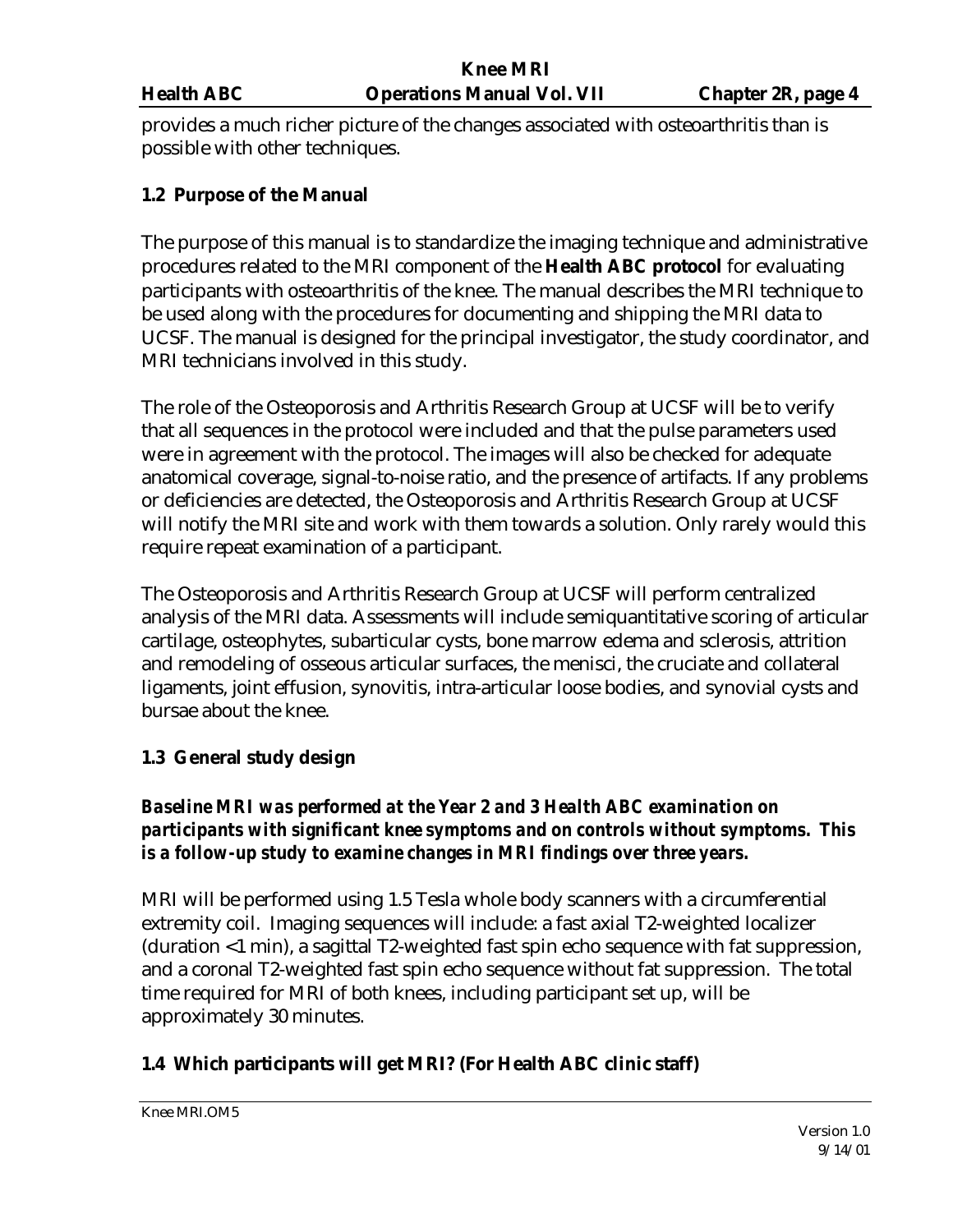provides a much richer picture of the changes associated with osteoarthritis than is possible with other techniques.

### 1.2 Purpose of the Manual

The purpose of this manual is to standardize the imaging technique and administrative procedures related to the MRI component of the **Health ABC protocol** for evaluating participants with osteoarthritis of the knee. The manual describes the MRI technique to be used along with the procedures for documenting and shipping the MRI data to UCSF. The manual is designed for the principal investigator, the study coordinator, and MRI technicians involved in this study.

The role of the Osteoporosis and Arthritis Research Group at UCSF will be to verify that all sequences in the protocol were included and that the pulse parameters used were in agreement with the protocol. The images will also be checked for adequate anatomical coverage, signal-to-noise ratio, and the presence of artifacts. If any problems or deficiencies are detected, the Osteoporosis and Arthritis Research Group at UCSF will notify the MRI site and work with them towards a solution. Only rarely would this require repeat examination of a participant.

The Osteoporosis and Arthritis Research Group at UCSF will perform centralized analysis of the MRI data. Assessments will include semiquantitative scoring of articular cartilage, osteophytes, subarticular cysts, bone marrow edema and sclerosis, attrition and remodeling of osseous articular surfaces, the menisci, the cruciate and collateral ligaments, joint effusion, synovitis, intra-articular loose bodies, and synovial cysts and bursae about the knee.

### 1.3 General study design

***Baseline MRI was performed at the Year 2 and 3 Health ABC examination on participants with significant knee symptoms and on controls without symptoms. This is a follow-up study to examine changes in MRI findings over three years.***

MRI will be performed using 1.5 Tesla whole body scanners with a circumferential extremity coil. Imaging sequences will include: a fast axial T2-weighted localizer (duration <1 min), a sagittal T2-weighted fast spin echo sequence with fat suppression, and a coronal T2-weighted fast spin echo sequence without fat suppression. The total time required for MRI of both knees, including participant set up, will be approximately 30 minutes.

### 1.4 Which participants will get MRI? (For Health ABC clinic staff)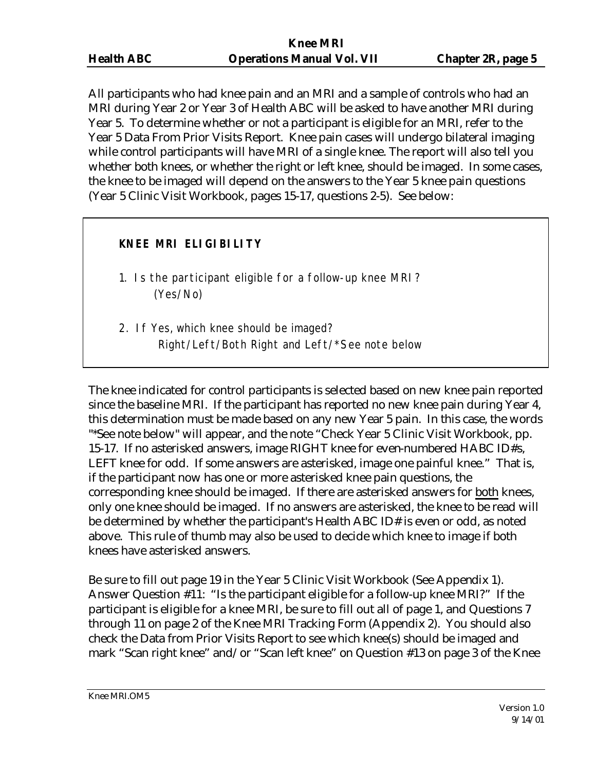All participants who had knee pain and an MRI and a sample of controls who had an MRI during Year 2 or Year 3 of Health ABC will be asked to have another MRI during Year 5. To determine whether or not a participant is eligible for an MRI, refer to the Year 5 Data From Prior Visits Report. Knee pain cases will undergo bilateral imaging while control participants will have MRI of a single knee. The report will also tell you whether both knees, or whether the right or left knee, should be imaged. In some cases, the knee to be imaged will depend on the answers to the Year 5 knee pain questions (Year 5 Clinic Visit Workbook, pages 15-17, questions 2-5). See below:

> **KNEE MRI ELIGIBILITY**
>
> 1. Is the participant eligible for a follow-up knee MRI?
>    (Yes/No)
>
> 2. If Yes, which knee should be imaged?
>    Right/Left/Both Right and Left/*See note below

The knee indicated for control participants is selected based on new knee pain reported since the baseline MRI. If the participant has reported no new knee pain during Year 4, this determination must be made based on any new Year 5 pain. In this case, the words "*See note below" will appear, and the note "Check Year 5 Clinic Visit Workbook, pp. 15-17. If no asterisked answers, image RIGHT knee for even-numbered HABC ID#s, LEFT knee for odd. If some answers are asterisked, image one painful knee." That is, if the participant now has one or more asterisked knee pain questions, the corresponding knee should be imaged. If there are asterisked answers for <u>both</u> knees, only one knee should be imaged. If no answers are asterisked, the knee to be read will be determined by whether the participant's Health ABC ID# is even or odd, as noted above. This rule of thumb may also be used to decide which knee to image if both knees have asterisked answers.

Be sure to fill out page 19 in the Year 5 Clinic Visit Workbook (See Appendix 1). Answer Question #11: "Is the participant eligible for a follow-up knee MRI?" If the participant is eligible for a knee MRI, be sure to fill out all of page 1, and Questions 7 through 11 on page 2 of the Knee MRI Tracking Form (Appendix 2). You should also check the Data from Prior Visits Report to see which knee(s) should be imaged and mark "Scan right knee" and/or "Scan left knee" on Question #13 on page 3 of the Knee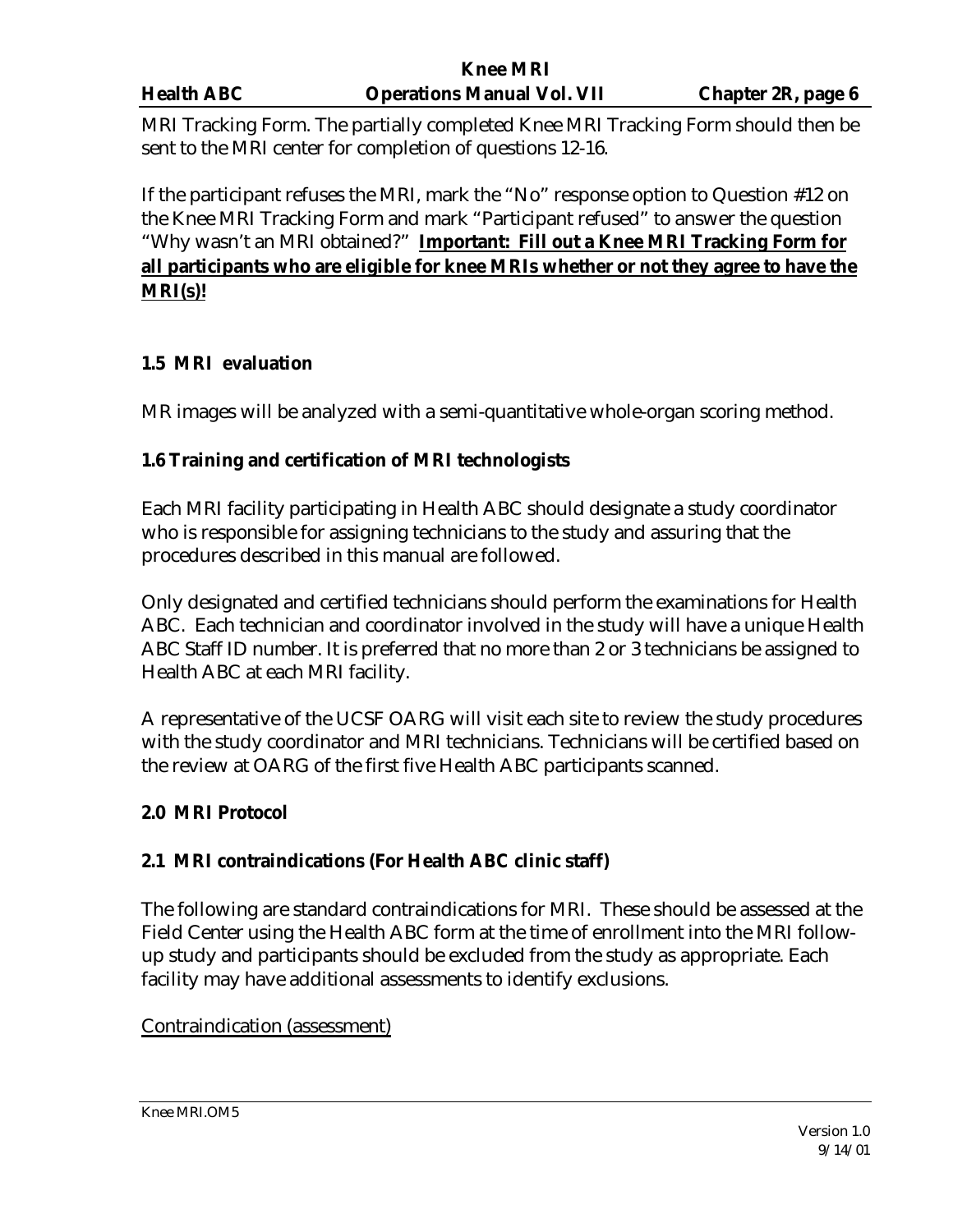MRI Tracking Form. The partially completed Knee MRI Tracking Form should then be sent to the MRI center for completion of questions 12-16.

If the participant refuses the MRI, mark the "No" response option to Question #12 on the Knee MRI Tracking Form and mark "Participant refused" to answer the question "Why wasn't an MRI obtained?" **Important: Fill out a Knee MRI Tracking Form for all participants who are eligible for knee MRIs whether or not they agree to have the MRI(s)!**

### 1.5 MRI evaluation

MR images will be analyzed with a semi-quantitative whole-organ scoring method.

### 1.6 Training and certification of MRI technologists

Each MRI facility participating in Health ABC should designate a study coordinator who is responsible for assigning technicians to the study and assuring that the procedures described in this manual are followed.

Only designated and certified technicians should perform the examinations for Health ABC. Each technician and coordinator involved in the study will have a unique Health ABC Staff ID number. It is preferred that no more than 2 or 3 technicians be assigned to Health ABC at each MRI facility.

A representative of the UCSF OARG will visit each site to review the study procedures with the study coordinator and MRI technicians. Technicians will be certified based on the review at OARG of the first five Health ABC participants scanned.

## 2.0 MRI Protocol

### 2.1 MRI contraindications (For Health ABC clinic staff)

The following are standard contraindications for MRI. These should be assessed at the Field Center using the Health ABC form at the time of enrollment into the MRI follow-up study and participants should be excluded from the study as appropriate. Each facility may have additional assessments to identify exclusions.

Contraindication (assessment)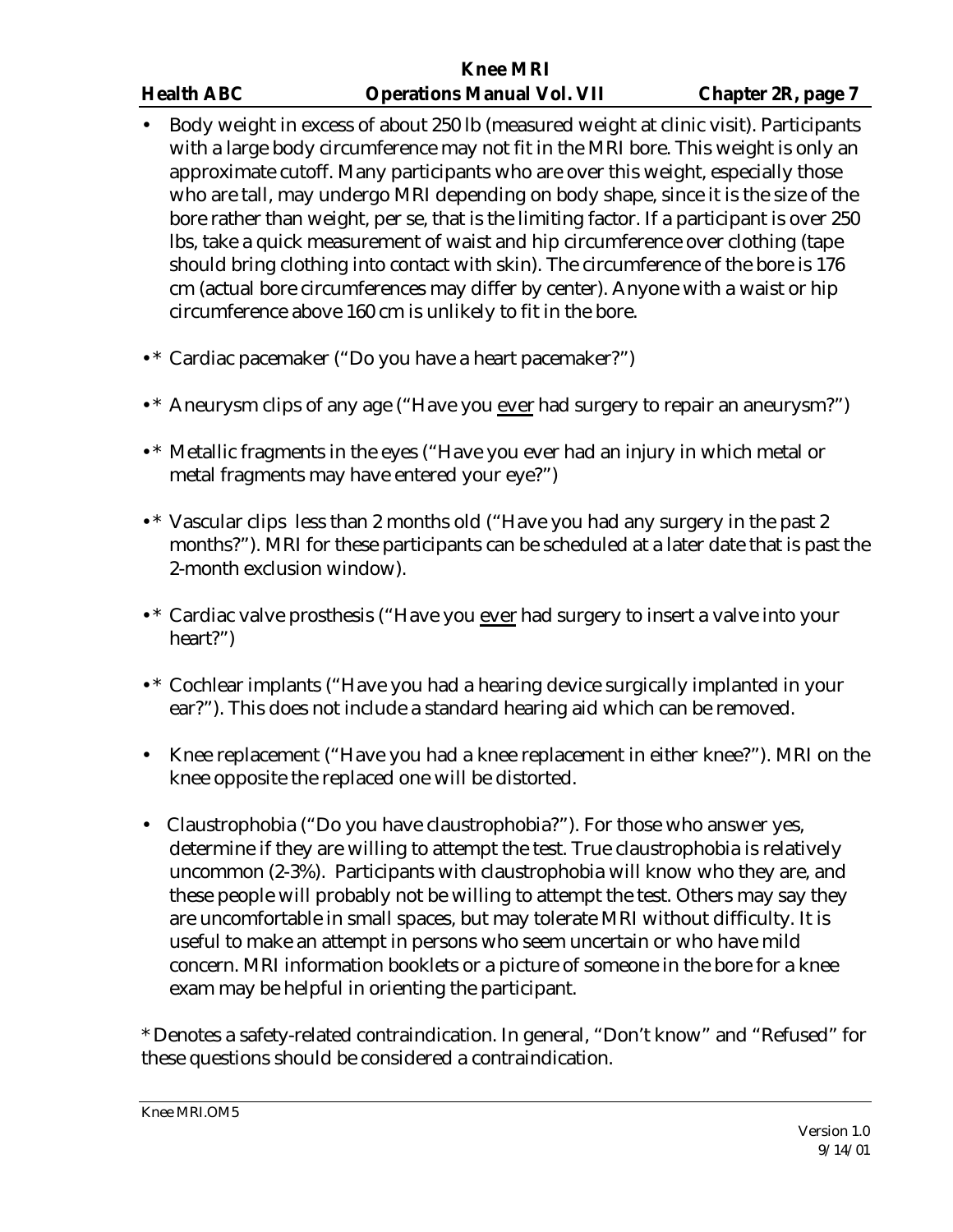- Body weight in excess of about 250 lb (measured weight at clinic visit). Participants with a large body circumference may not fit in the MRI bore. This weight is only an approximate cutoff. Many participants who are over this weight, especially those who are tall, may undergo MRI depending on body shape, since it is the size of the bore rather than weight, per se, that is the limiting factor. If a participant is over 250 lbs, take a quick measurement of waist and hip circumference over clothing (tape should bring clothing into contact with skin). The circumference of the bore is 176 cm (actual bore circumferences may differ by center). Anyone with a waist or hip circumference above 160 cm is unlikely to fit in the bore.

- * Cardiac pacemaker ("Do you have a heart pacemaker?")

- * Aneurysm clips of any age ("Have you <u>ever</u> had surgery to repair an aneurysm?")

- * Metallic fragments in the eyes ("Have you ever had an injury in which metal or metal fragments may have entered your eye?")

- * Vascular clips less than 2 months old ("Have you had any surgery in the past 2 months?"). MRI for these participants can be scheduled at a later date that is past the 2-month exclusion window).

- * Cardiac valve prosthesis ("Have you <u>ever</u> had surgery to insert a valve into your heart?")

- * Cochlear implants ("Have you had a hearing device surgically implanted in your ear?"). This does not include a standard hearing aid which can be removed.

- Knee replacement ("Have you had a knee replacement in either knee?"). MRI on the knee opposite the replaced one will be distorted.

- Claustrophobia ("Do you have claustrophobia?"). For those who answer yes, determine if they are willing to attempt the test. True claustrophobia is relatively uncommon (2-3%). Participants with claustrophobia will know who they are, and these people will probably not be willing to attempt the test. Others may say they are uncomfortable in small spaces, but may tolerate MRI without difficulty. It is useful to make an attempt in persons who seem uncertain or who have mild concern. MRI information booklets or a picture of someone in the bore for a knee exam may be helpful in orienting the participant.

* Denotes a safety-related contraindication. In general, "Don't know" and "Refused" for these questions should be considered a contraindication.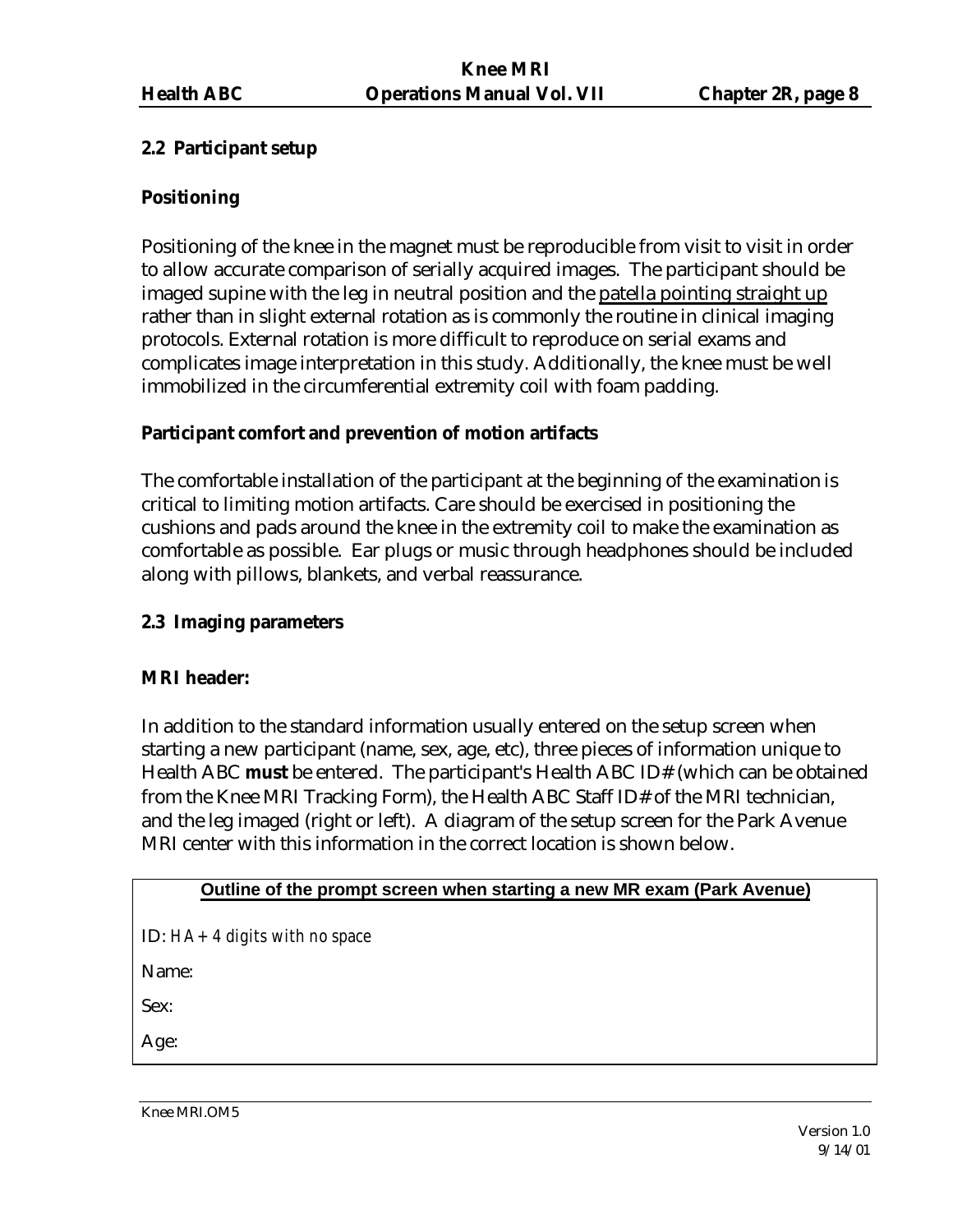## 2.2 Participant setup

### Positioning

Positioning of the knee in the magnet must be reproducible from visit to visit in order to allow accurate comparison of serially acquired images. The participant should be imaged supine with the leg in neutral position and the patella pointing straight up rather than in slight external rotation as is commonly the routine in clinical imaging protocols. External rotation is more difficult to reproduce on serial exams and complicates image interpretation in this study. Additionally, the knee must be well immobilized in the circumferential extremity coil with foam padding.

### Participant comfort and prevention of motion artifacts

The comfortable installation of the participant at the beginning of the examination is critical to limiting motion artifacts. Care should be exercised in positioning the cushions and pads around the knee in the extremity coil to make the examination as comfortable as possible. Ear plugs or music through headphones should be included along with pillows, blankets, and verbal reassurance.

## 2.3 Imaging parameters

### MRI header:

In addition to the standard information usually entered on the setup screen when starting a new participant (name, sex, age, etc), three pieces of information unique to Health ABC **must** be entered. The participant's Health ABC ID# (which can be obtained from the Knee MRI Tracking Form), the Health ABC Staff ID# of the MRI technician, and the leg imaged (right or left). A diagram of the setup screen for the Park Avenue MRI center with this information in the correct location is shown below.

| Outline of the prompt screen when starting a new MR exam (Park Avenue) |
|---|
| ID: *HA + 4 digits with no space* |
| Name: |
| Sex: |
| Age: |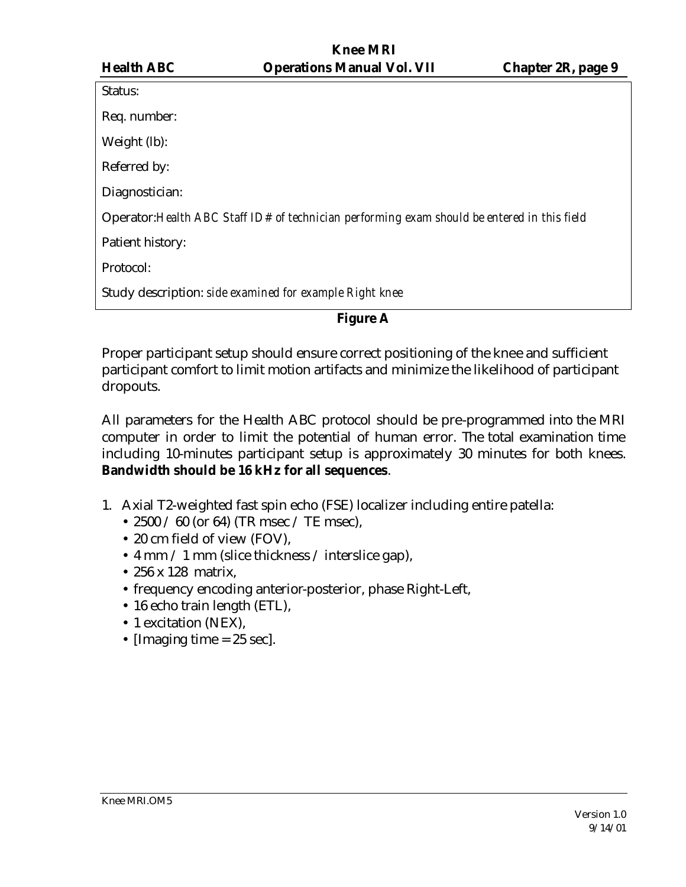| |
|---|
| Status: |
| Req. number: |
| Weight (lb): |
| Referred by: |
| Diagnostician: |
| Operator: *Health ABC Staff ID# of technician performing exam should be entered in this field* |
| Patient history: |
| Protocol: |
| Study description: *side examined for example Right knee* |

**Figure A**

Proper participant setup should ensure correct positioning of the knee and sufficient participant comfort to limit motion artifacts and minimize the likelihood of participant dropouts.

All parameters for the Health ABC protocol should be pre-programmed into the MRI computer in order to limit the potential of human error. The total examination time including 10-minutes participant setup is approximately 30 minutes for both knees. **Bandwidth should be 16 kHz for all sequences**.

1. Axial T2-weighted fast spin echo (FSE) localizer including entire patella:
   - 2500 / 60 (or 64) (TR msec / TE msec),
   - 20 cm field of view (FOV),
   - 4 mm / 1 mm (slice thickness / interslice gap),
   - 256 x 128 matrix,
   - frequency encoding anterior-posterior, phase Right-Left,
   - 16 echo train length (ETL),
   - 1 excitation (NEX),
   - [Imaging time = 25 sec].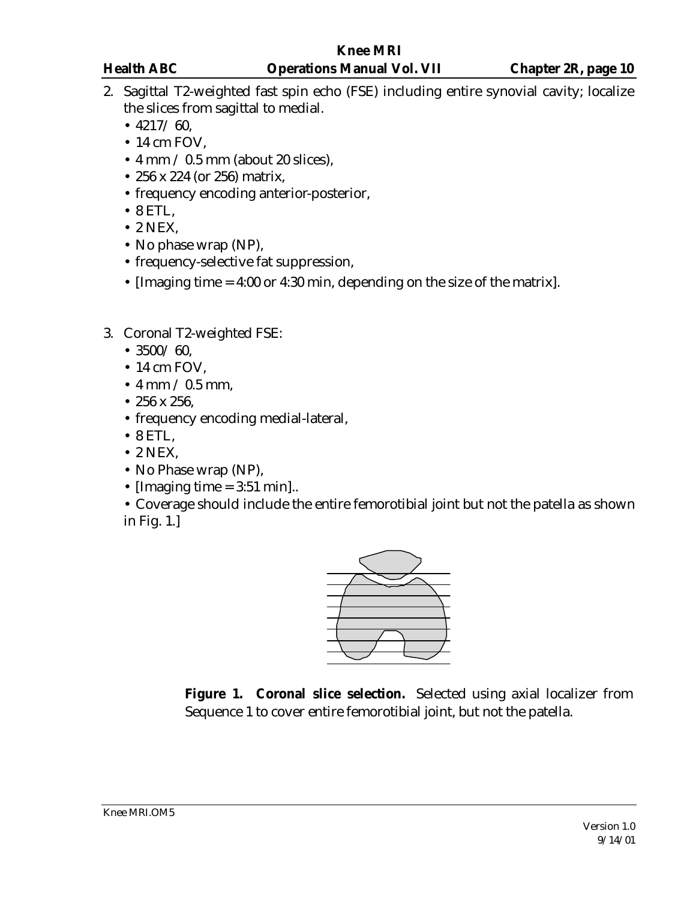2. Sagittal T2-weighted fast spin echo (FSE) including entire synovial cavity; localize the slices from sagittal to medial.
   - 4217/ 60,
   - 14 cm FOV,
   - 4 mm / 0.5 mm (about 20 slices),
   - 256 x 224 (or 256) matrix,
   - frequency encoding anterior-posterior,
   - 8 ETL,
   - 2 NEX,
   - No phase wrap (NP),
   - frequency-selective fat suppression,
   - [Imaging time = 4:00 or 4:30 min, depending on the size of the matrix].

3. Coronal T2-weighted FSE:
   - 3500/ 60,
   - 14 cm FOV,
   - 4 mm / 0.5 mm,
   - 256 x 256,
   - frequency encoding medial-lateral,
   - 8 ETL,
   - 2 NEX,
   - No Phase wrap (NP),
   - [Imaging time = 3:51 min]..
   - Coverage should include the entire femorotibial joint but not the patella as shown in Fig. 1.]

**Figure 1. Coronal slice selection.** Selected using axial localizer from Sequence 1 to cover entire femorotibial joint, but not the patella.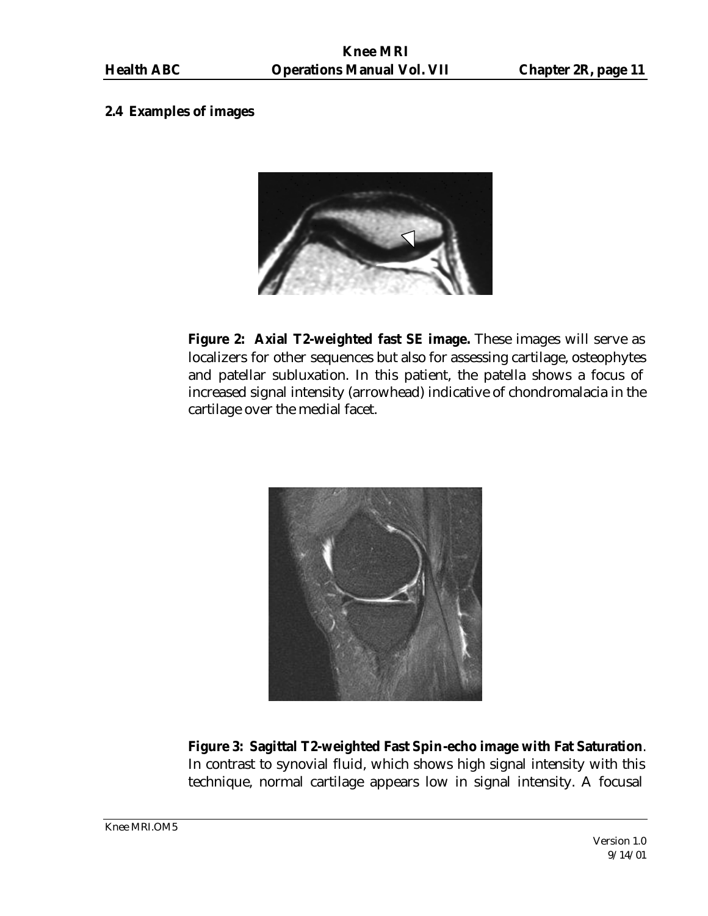## 2.4 Examples of images

**Figure 2: Axial T2-weighted fast SE image.** These images will serve as localizers for other sequences but also for assessing cartilage, osteophytes and patellar subluxation. In this patient, the patella shows a focus of increased signal intensity (arrowhead) indicative of chondromalacia in the cartilage over the medial facet.

**Figure 3: Sagittal T2-weighted Fast Spin-echo image with Fat Saturation**. In contrast to synovial fluid, which shows high signal intensity with this technique, normal cartilage appears low in signal intensity. A focusal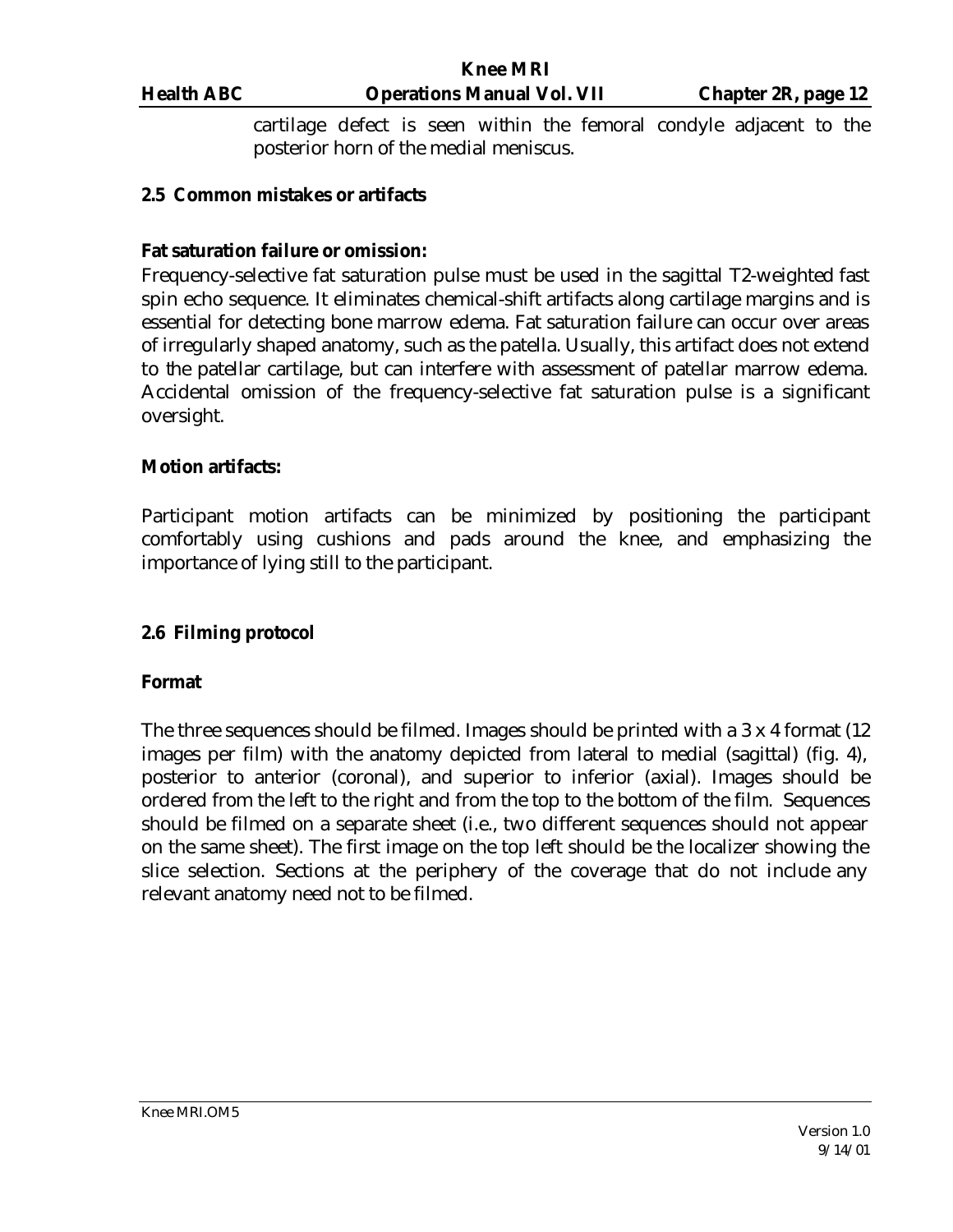cartilage defect is seen within the femoral condyle adjacent to the posterior horn of the medial meniscus.

## 2.5 Common mistakes or artifacts

**Fat saturation failure or omission:**

Frequency-selective fat saturation pulse must be used in the sagittal T2-weighted fast spin echo sequence. It eliminates chemical-shift artifacts along cartilage margins and is essential for detecting bone marrow edema. Fat saturation failure can occur over areas of irregularly shaped anatomy, such as the patella. Usually, this artifact does not extend to the patellar cartilage, but can interfere with assessment of patellar marrow edema. Accidental omission of the frequency-selective fat saturation pulse is a significant oversight.

**Motion artifacts:**

Participant motion artifacts can be minimized by positioning the participant comfortably using cushions and pads around the knee, and emphasizing the importance of lying still to the participant.

## 2.6 Filming protocol

**Format**

The three sequences should be filmed. Images should be printed with a 3 x 4 format (12 images per film) with the anatomy depicted from lateral to medial (sagittal) (fig. 4), posterior to anterior (coronal), and superior to inferior (axial). Images should be ordered from the left to the right and from the top to the bottom of the film. Sequences should be filmed on a separate sheet (i.e., two different sequences should not appear on the same sheet). The first image on the top left should be the localizer showing the slice selection. Sections at the periphery of the coverage that do not include any relevant anatomy need not to be filmed.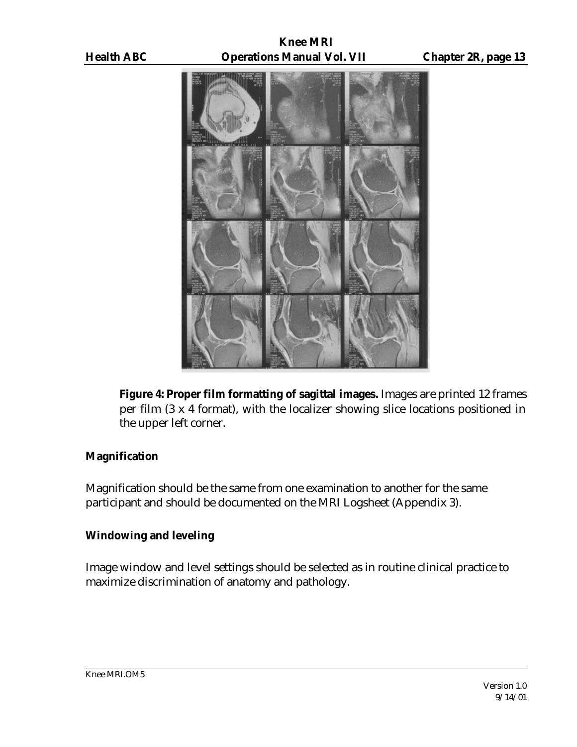**Figure 4: Proper film formatting of sagittal images.** Images are printed 12 frames per film (3 x 4 format), with the localizer showing slice locations positioned in the upper left corner.

### Magnification

Magnification should be the same from one examination to another for the same participant and should be documented on the MRI Logsheet (Appendix 3).

### Windowing and leveling

Image window and level settings should be selected as in routine clinical practice to maximize discrimination of anatomy and pathology.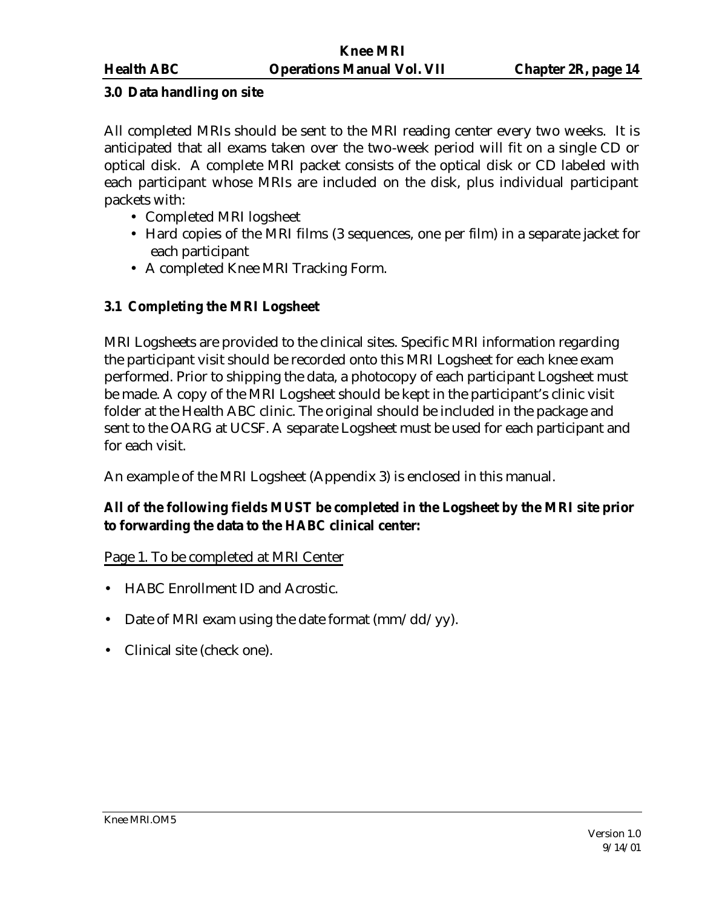### 3.0 Data handling on site

All completed MRIs should be sent to the MRI reading center every two weeks. It is anticipated that all exams taken over the two-week period will fit on a single CD or optical disk. A complete MRI packet consists of the optical disk or CD labeled with each participant whose MRIs are included on the disk, plus individual participant packets with:

- Completed MRI logsheet
- Hard copies of the MRI films (3 sequences, one per film) in a separate jacket for each participant
- A completed Knee MRI Tracking Form.

### 3.1 Completing the MRI Logsheet

MRI Logsheets are provided to the clinical sites. Specific MRI information regarding the participant visit should be recorded onto this MRI Logsheet for each knee exam performed. Prior to shipping the data, a photocopy of each participant Logsheet must be made. A copy of the MRI Logsheet should be kept in the participant's clinic visit folder at the Health ABC clinic. The original should be included in the package and sent to the OARG at UCSF. A separate Logsheet must be used for each participant and for each visit.

An example of the MRI Logsheet (Appendix 3) is enclosed in this manual.

**All of the following fields MUST be completed in the Logsheet by the MRI site prior to forwarding the data to the HABC clinical center:**

<u>Page 1. To be completed at MRI Center</u>

- HABC Enrollment ID and Acrostic.
- Date of MRI exam using the date format (mm/dd/yy).
- Clinical site (check one).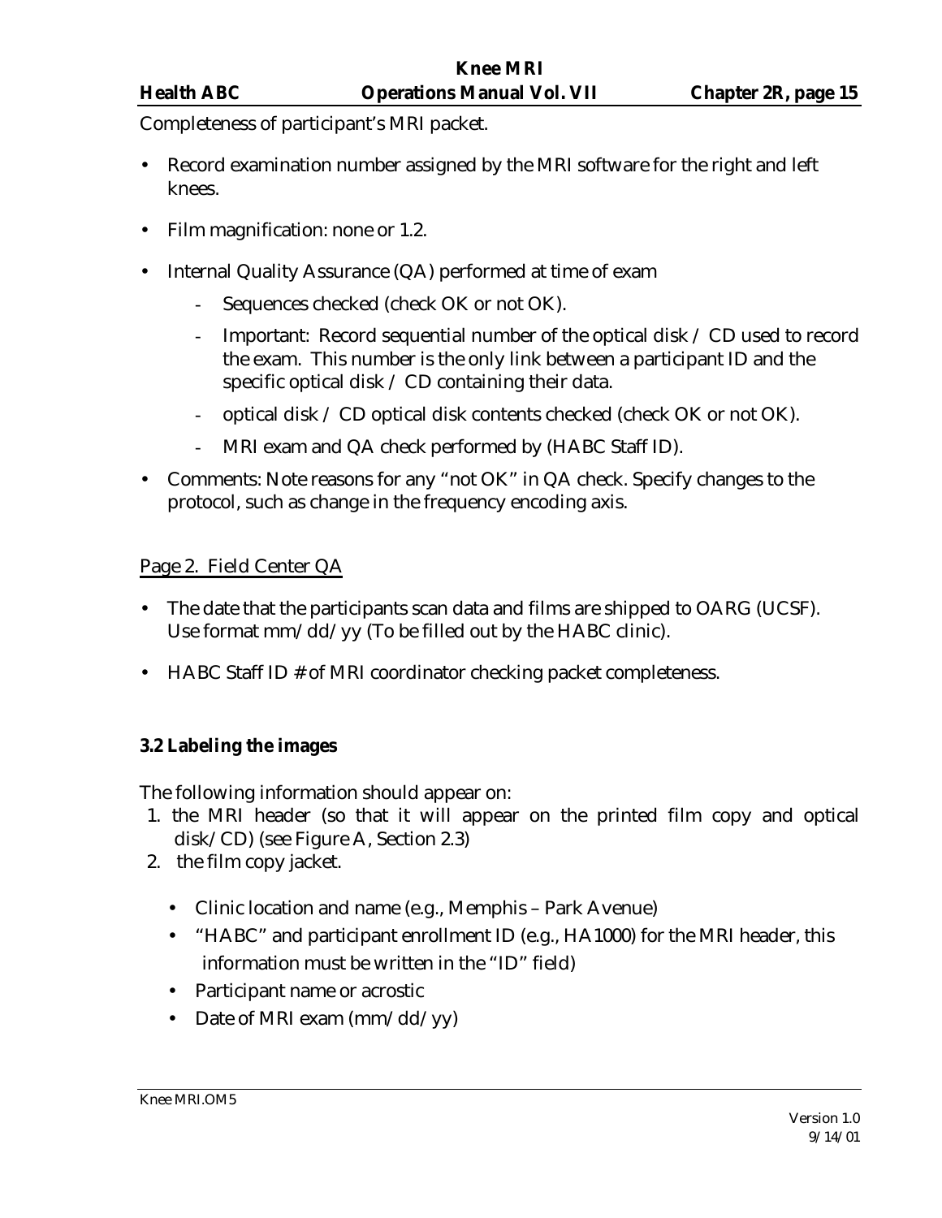Completeness of participant's MRI packet.

- Record examination number assigned by the MRI software for the right and left knees.
- Film magnification: none or 1.2.
- Internal Quality Assurance (QA) performed at time of exam
  - Sequences checked (check OK or not OK).
  - Important: Record sequential number of the optical disk / CD used to record the exam. This number is the only link between a participant ID and the specific optical disk / CD containing their data.
  - optical disk / CD optical disk contents checked (check OK or not OK).
  - MRI exam and QA check performed by (HABC Staff ID).
- Comments: Note reasons for any "not OK" in QA check. Specify changes to the protocol, such as change in the frequency encoding axis.

Page 2. Field Center QA

- The date that the participants scan data and films are shipped to OARG (UCSF). Use format mm/dd/yy (To be filled out by the HABC clinic).
- HABC Staff ID # of MRI coordinator checking packet completeness.

**3.2 Labeling the images**

The following information should appear on:

1. the MRI header (so that it will appear on the printed film copy and optical disk/CD) (see Figure A, Section 2.3)
2. the film copy jacket.

- Clinic location and name (e.g., Memphis – Park Avenue)
- "HABC" and participant enrollment ID (e.g., HA1000) for the MRI header, this information must be written in the "ID" field)
- Participant name or acrostic
- Date of MRI exam (mm/dd/yy)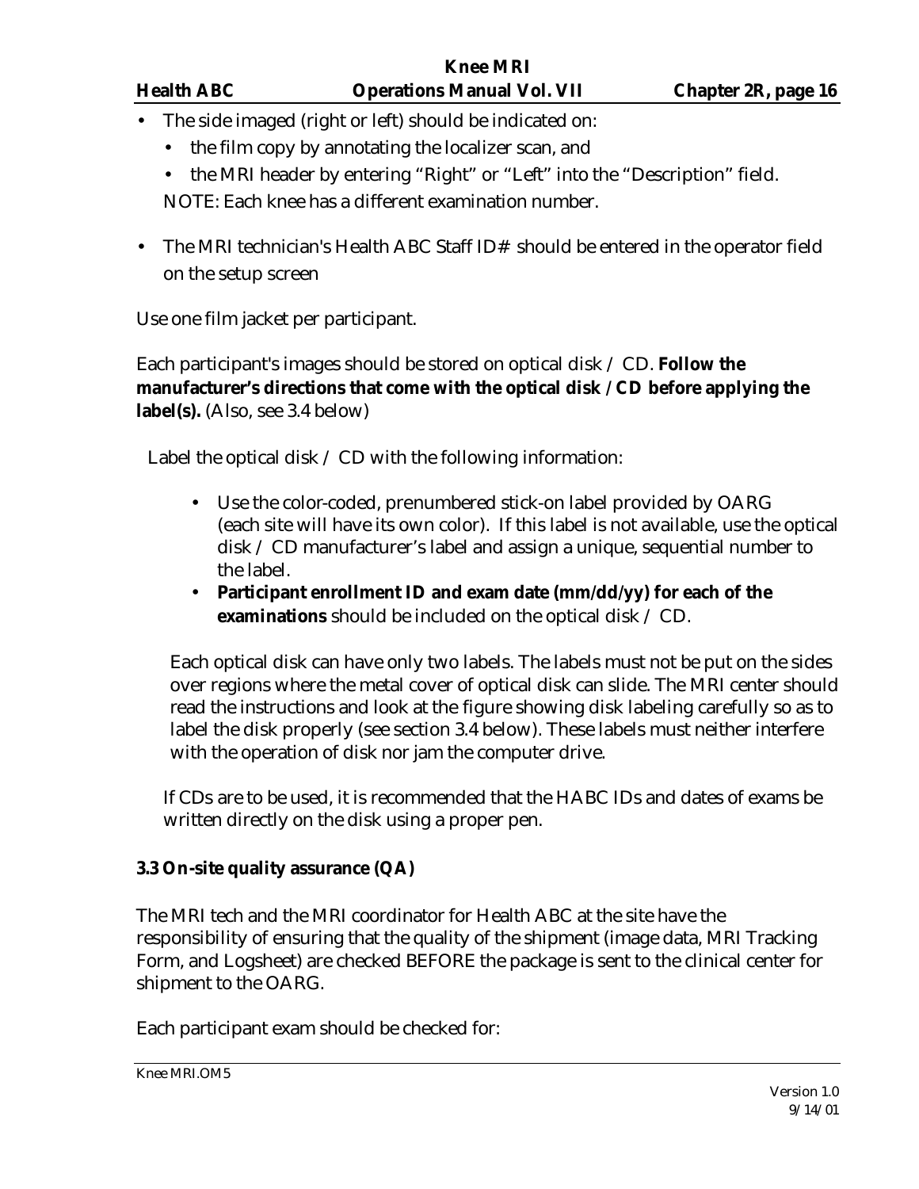- The side imaged (right or left) should be indicated on:
  - the film copy by annotating the localizer scan, and
  - the MRI header by entering "Right" or "Left" into the "Description" field.

  NOTE: Each knee has a different examination number.

- The MRI technician's Health ABC Staff ID# should be entered in the operator field on the setup screen

Use one film jacket per participant.

Each participant's images should be stored on optical disk / CD. **Follow the manufacturer's directions that come with the optical disk / CD before applying the label(s).** (Also, see 3.4 below)

Label the optical disk / CD with the following information:

- Use the color-coded, prenumbered stick-on label provided by OARG (each site will have its own color). If this label is not available, use the optical disk / CD manufacturer's label and assign a unique, sequential number to the label.
- **Participant enrollment ID and exam date (mm/dd/yy) for each of the examinations** should be included on the optical disk / CD.

Each optical disk can have only two labels. The labels must not be put on the sides over regions where the metal cover of optical disk can slide. The MRI center should read the instructions and look at the figure showing disk labeling carefully so as to label the disk properly (see section 3.4 below). These labels must neither interfere with the operation of disk nor jam the computer drive.

If CDs are to be used, it is recommended that the HABC IDs and dates of exams be written directly on the disk using a proper pen.

### 3.3 On-site quality assurance (QA)

The MRI tech and the MRI coordinator for Health ABC at the site have the responsibility of ensuring that the quality of the shipment (image data, MRI Tracking Form, and Logsheet) are checked BEFORE the package is sent to the clinical center for shipment to the OARG.

Each participant exam should be checked for: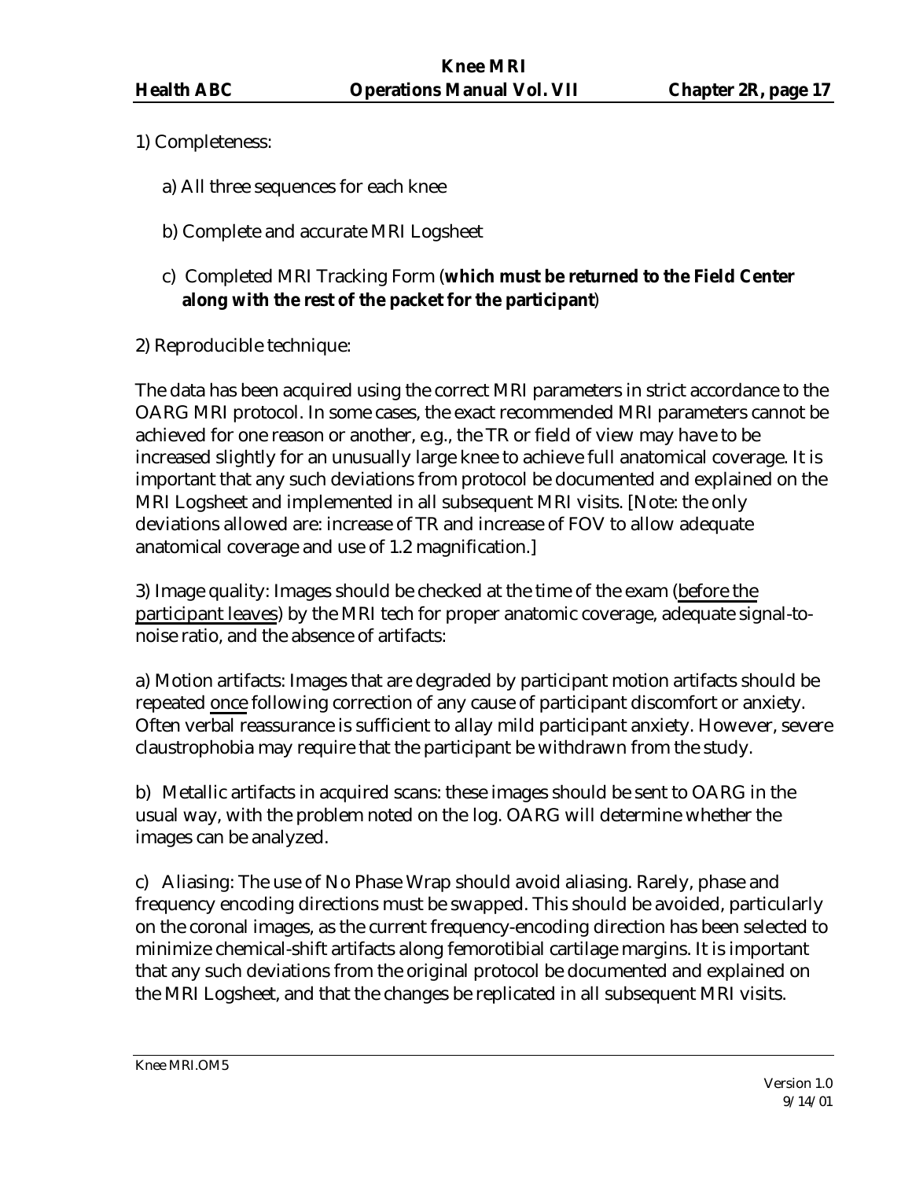1) Completeness:

a) All three sequences for each knee

b) Complete and accurate MRI Logsheet

c) Completed MRI Tracking Form (**which must be returned to the Field Center along with the rest of the packet for the participant**)

2) Reproducible technique:

The data has been acquired using the correct MRI parameters in strict accordance to the OARG MRI protocol. In some cases, the exact recommended MRI parameters cannot be achieved for one reason or another, e.g., the TR or field of view may have to be increased slightly for an unusually large knee to achieve full anatomical coverage. It is important that any such deviations from protocol be documented and explained on the MRI Logsheet and implemented in all subsequent MRI visits. [Note: the only deviations allowed are: increase of TR and increase of FOV to allow adequate anatomical coverage and use of 1.2 magnification.]

3) Image quality: Images should be checked at the time of the exam (before the participant leaves) by the MRI tech for proper anatomic coverage, adequate signal-to-noise ratio, and the absence of artifacts:

a) Motion artifacts: Images that are degraded by participant motion artifacts should be repeated once following correction of any cause of participant discomfort or anxiety. Often verbal reassurance is sufficient to allay mild participant anxiety. However, severe claustrophobia may require that the participant be withdrawn from the study.

b) Metallic artifacts in acquired scans: these images should be sent to OARG in the usual way, with the problem noted on the log. OARG will determine whether the images can be analyzed.

c) Aliasing: The use of No Phase Wrap should avoid aliasing. Rarely, phase and frequency encoding directions must be swapped. This should be avoided, particularly on the coronal images, as the current frequency-encoding direction has been selected to minimize chemical-shift artifacts along femorotibial cartilage margins. It is important that any such deviations from the original protocol be documented and explained on the MRI Logsheet, and that the changes be replicated in all subsequent MRI visits.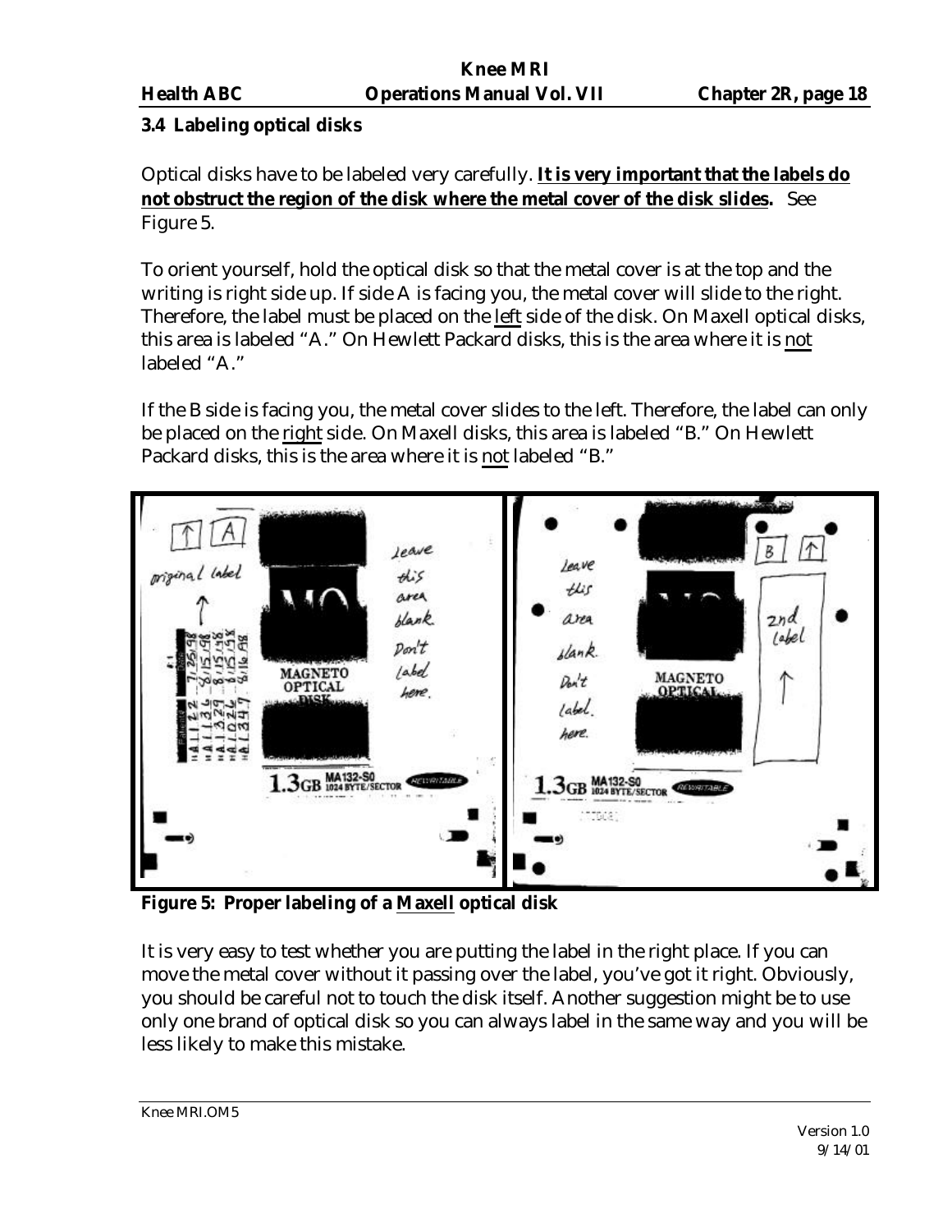### 3.4 Labeling optical disks

Optical disks have to be labeled very carefully. **It is very important that the labels do not obstruct the region of the disk where the metal cover of the disk slides.** See Figure 5.

To orient yourself, hold the optical disk so that the metal cover is at the top and the writing is right side up. If side A is facing you, the metal cover will slide to the right. Therefore, the label must be placed on the left side of the disk. On Maxell optical disks, this area is labeled "A." On Hewlett Packard disks, this is the area where it is not labeled "A."

If the B side is facing you, the metal cover slides to the left. Therefore, the label can only be placed on the right side. On Maxell disks, this area is labeled "B." On Hewlett Packard disks, this is the area where it is not labeled "B."

**Figure 5: Proper labeling of a Maxell optical disk**

It is very easy to test whether you are putting the label in the right place. If you can move the metal cover without it passing over the label, you've got it right. Obviously, you should be careful not to touch the disk itself. Another suggestion might be to use only one brand of optical disk so you can always label in the same way and you will be less likely to make this mistake.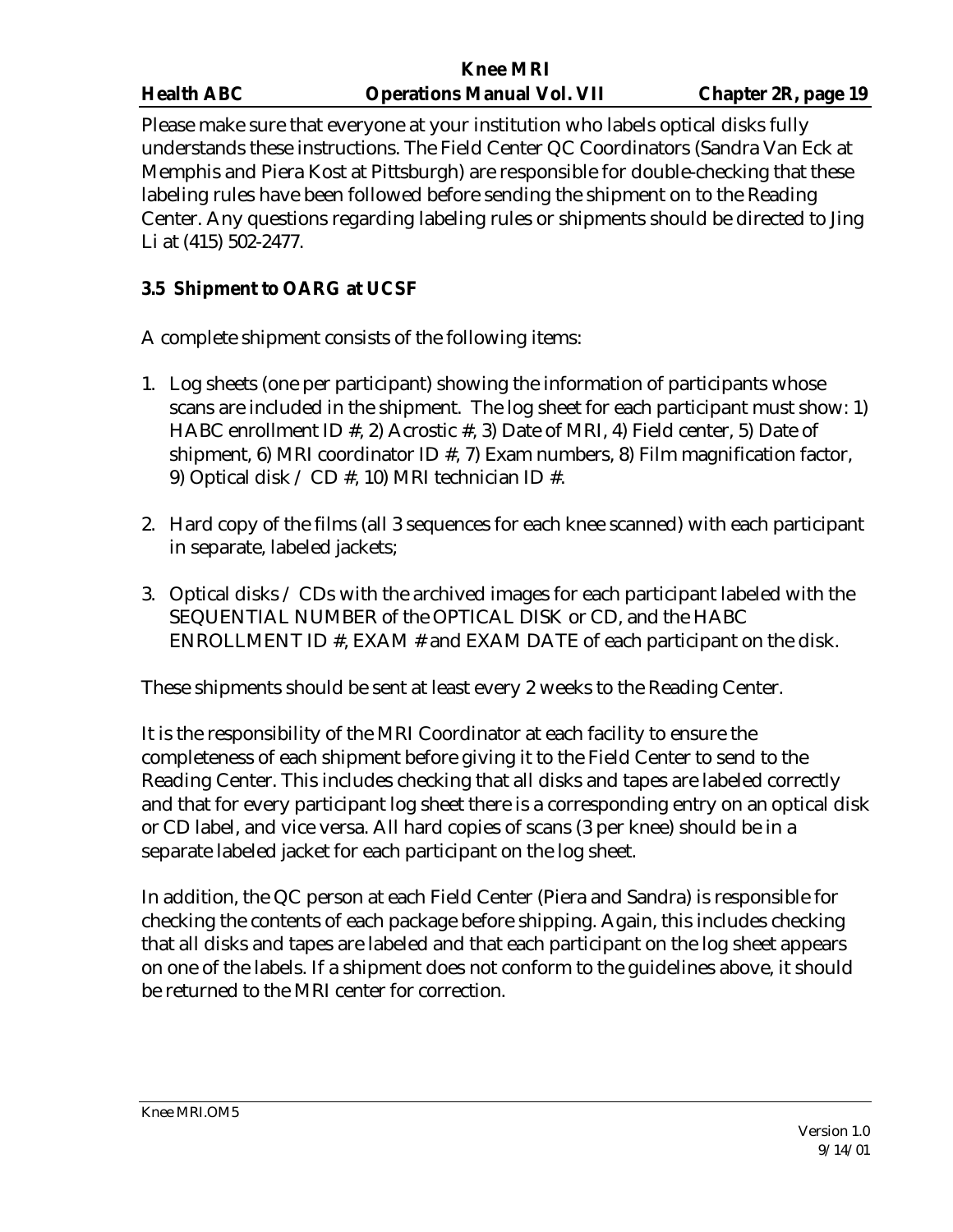Please make sure that everyone at your institution who labels optical disks fully understands these instructions. The Field Center QC Coordinators (Sandra Van Eck at Memphis and Piera Kost at Pittsburgh) are responsible for double-checking that these labeling rules have been followed before sending the shipment on to the Reading Center. Any questions regarding labeling rules or shipments should be directed to Jing Li at (415) 502-2477.

### 3.5 Shipment to OARG at UCSF

A complete shipment consists of the following items:

1. Log sheets (one per participant) showing the information of participants whose scans are included in the shipment. The log sheet for each participant must show: 1) HABC enrollment ID #, 2) Acrostic #, 3) Date of MRI, 4) Field center, 5) Date of shipment, 6) MRI coordinator ID #, 7) Exam numbers, 8) Film magnification factor, 9) Optical disk / CD #, 10) MRI technician ID #.

2. Hard copy of the films (all 3 sequences for each knee scanned) with each participant in separate, labeled jackets;

3. Optical disks / CDs with the archived images for each participant labeled with the SEQUENTIAL NUMBER of the OPTICAL DISK or CD, and the HABC ENROLLMENT ID #, EXAM # and EXAM DATE of each participant on the disk.

These shipments should be sent at least every 2 weeks to the Reading Center.

It is the responsibility of the MRI Coordinator at each facility to ensure the completeness of each shipment before giving it to the Field Center to send to the Reading Center. This includes checking that all disks and tapes are labeled correctly and that for every participant log sheet there is a corresponding entry on an optical disk or CD label, and vice versa. All hard copies of scans (3 per knee) should be in a separate labeled jacket for each participant on the log sheet.

In addition, the QC person at each Field Center (Piera and Sandra) is responsible for checking the contents of each package before shipping. Again, this includes checking that all disks and tapes are labeled and that each participant on the log sheet appears on one of the labels. If a shipment does not conform to the guidelines above, it should be returned to the MRI center for correction.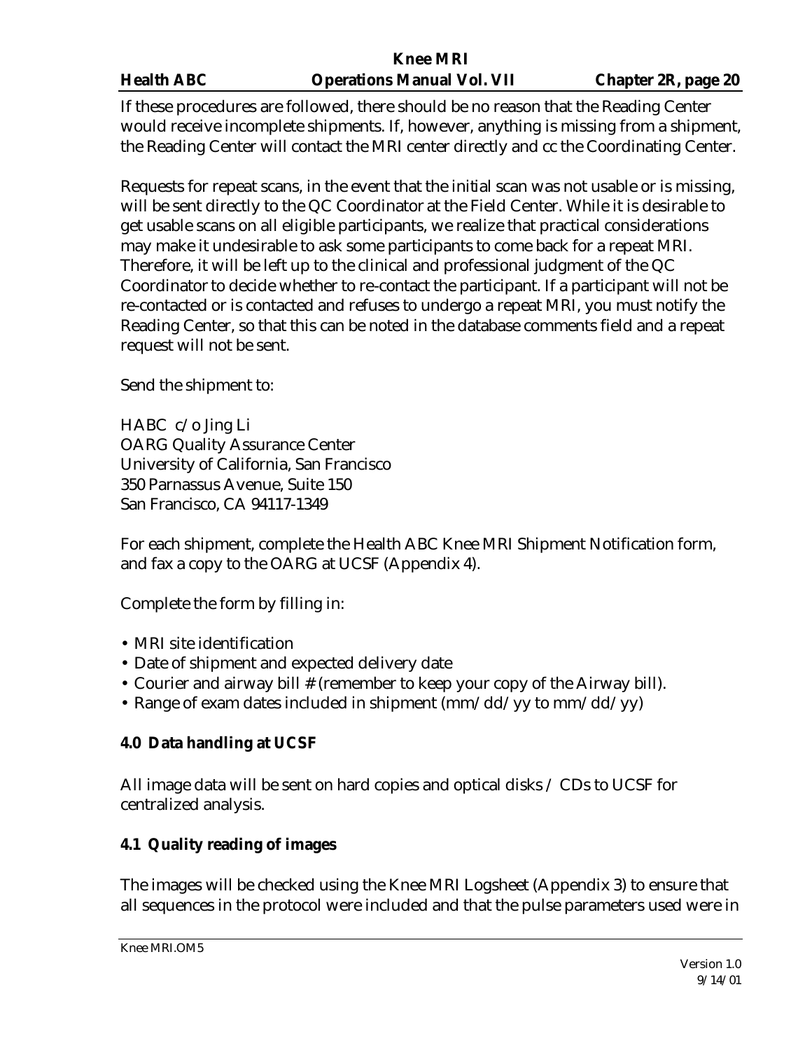If these procedures are followed, there should be no reason that the Reading Center would receive incomplete shipments. If, however, anything is missing from a shipment, the Reading Center will contact the MRI center directly and cc the Coordinating Center.

Requests for repeat scans, in the event that the initial scan was not usable or is missing, will be sent directly to the QC Coordinator at the Field Center. While it is desirable to get usable scans on all eligible participants, we realize that practical considerations may make it undesirable to ask some participants to come back for a repeat MRI. Therefore, it will be left up to the clinical and professional judgment of the QC Coordinator to decide whether to re-contact the participant. If a participant will not be re-contacted or is contacted and refuses to undergo a repeat MRI, you must notify the Reading Center, so that this can be noted in the database comments field and a repeat request will not be sent.

Send the shipment to:

HABC c/o Jing Li
OARG Quality Assurance Center
University of California, San Francisco
350 Parnassus Avenue, Suite 150
San Francisco, CA 94117-1349

For each shipment, complete the Health ABC Knee MRI Shipment Notification form, and fax a copy to the OARG at UCSF (Appendix 4).

Complete the form by filling in:

- MRI site identification
- Date of shipment and expected delivery date
- Courier and airway bill # (remember to keep your copy of the Airway bill).
- Range of exam dates included in shipment (mm/dd/yy to mm/dd/yy)

**4.0 Data handling at UCSF**

All image data will be sent on hard copies and optical disks / CDs to UCSF for centralized analysis.

**4.1 Quality reading of images**

The images will be checked using the Knee MRI Logsheet (Appendix 3) to ensure that all sequences in the protocol were included and that the pulse parameters used were in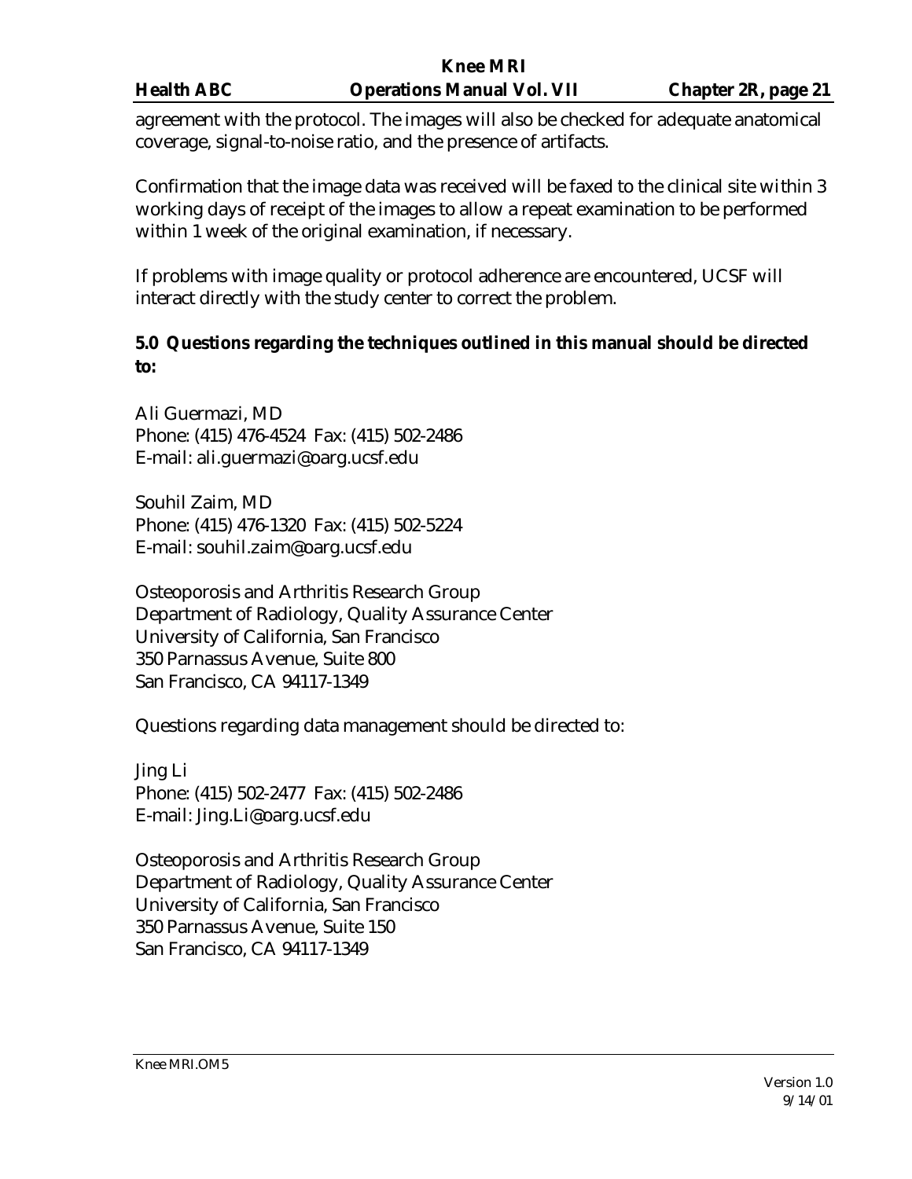agreement with the protocol. The images will also be checked for adequate anatomical coverage, signal-to-noise ratio, and the presence of artifacts.

Confirmation that the image data was received will be faxed to the clinical site within 3 working days of receipt of the images to allow a repeat examination to be performed within 1 week of the original examination, if necessary.

If problems with image quality or protocol adherence are encountered, UCSF will interact directly with the study center to correct the problem.

## 5.0 Questions regarding the techniques outlined in this manual should be directed to:

Ali Guermazi, MD
Phone: (415) 476-4524 Fax: (415) 502-2486
E-mail: ali.guermazi@oarg.ucsf.edu

Souhil Zaim, MD
Phone: (415) 476-1320 Fax: (415) 502-5224
E-mail: souhil.zaim@oarg.ucsf.edu

Osteoporosis and Arthritis Research Group
Department of Radiology, Quality Assurance Center
University of California, San Francisco
350 Parnassus Avenue, Suite 800
San Francisco, CA 94117-1349

Questions regarding data management should be directed to:

Jing Li
Phone: (415) 502-2477 Fax: (415) 502-2486
E-mail: Jing.Li@oarg.ucsf.edu

Osteoporosis and Arthritis Research Group
Department of Radiology, Quality Assurance Center
University of California, San Francisco
350 Parnassus Avenue, Suite 150
San Francisco, CA 94117-1349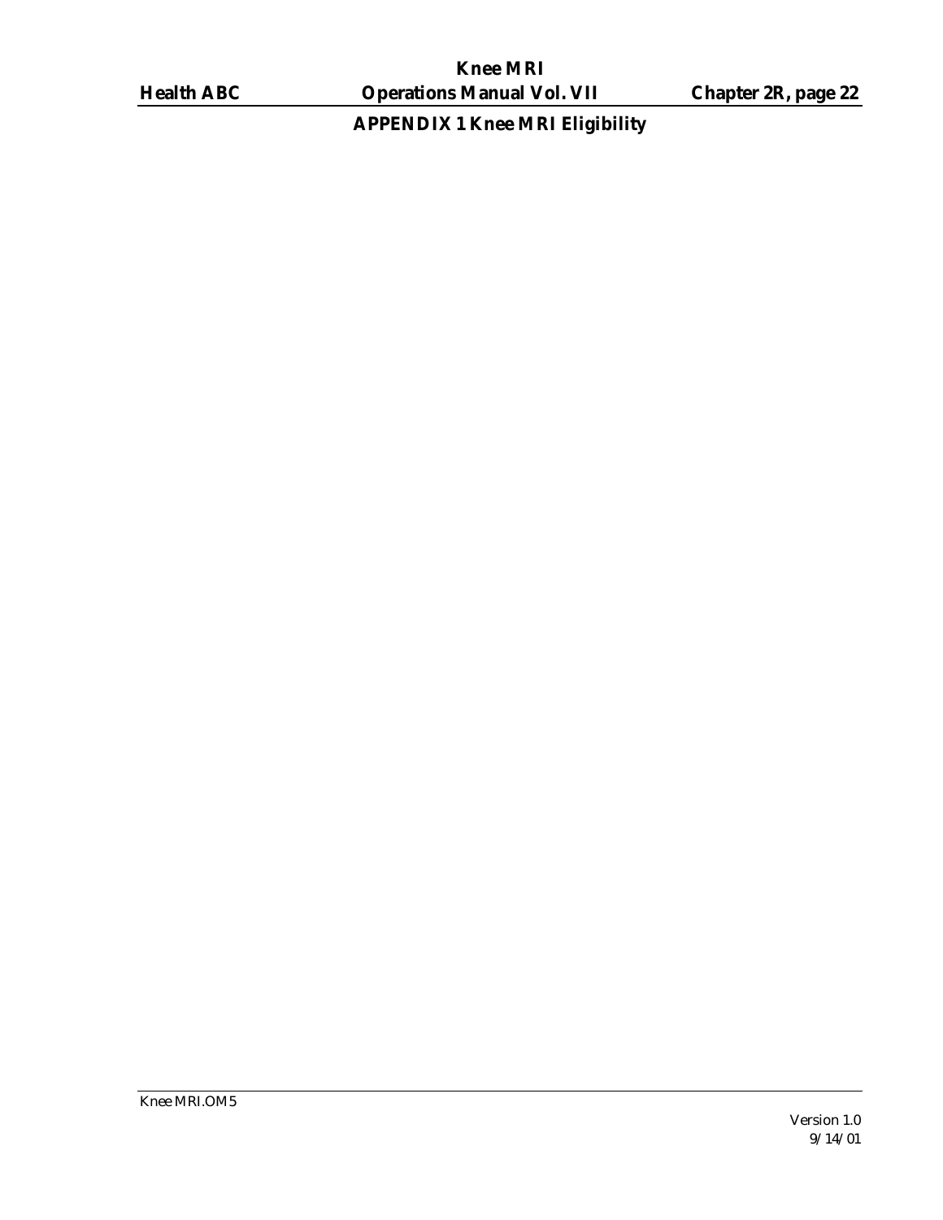## APPENDIX 1 Knee MRI Eligibility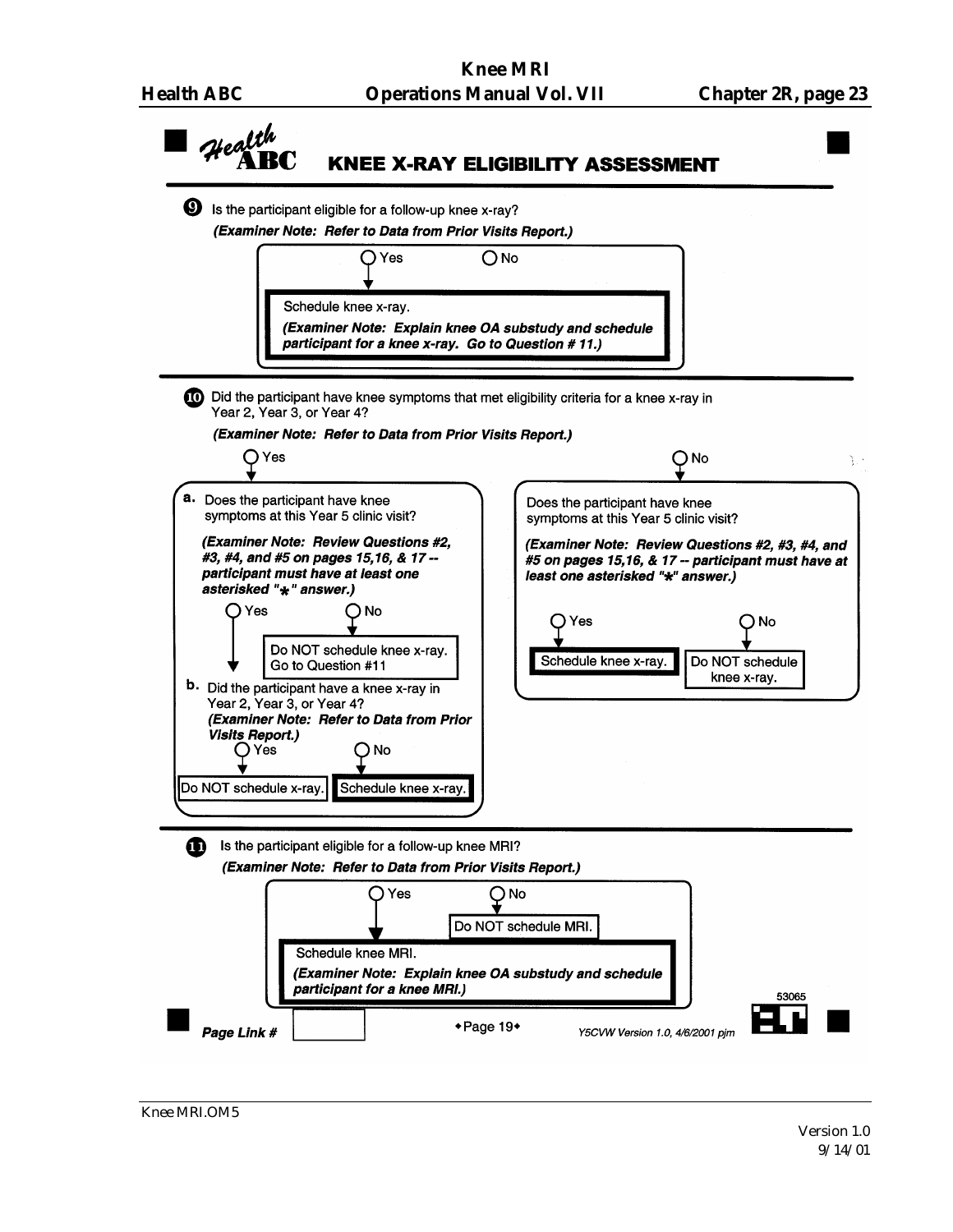# KNEE X-RAY ELIGIBILITY ASSESSMENT

**9** Is the participant eligible for a follow-up knee x-ray?

***(Examiner Note: Refer to Data from Prior Visits Report.)***

- ◯ Yes
  - **Schedule knee x-ray.**
  - ***(Examiner Note: Explain knee OA substudy and schedule participant for a knee x-ray. Go to Question # 11.)***
- ◯ No

---

**10** Did the participant have knee symptoms that met eligibility criteria for a knee x-ray in Year 2, Year 3, or Year 4?

***(Examiner Note: Refer to Data from Prior Visits Report.)***

- ◯ Yes
  - **a.** Does the participant have knee symptoms at this Year 5 clinic visit?

    ***(Examiner Note: Review Questions #2, #3, #4, and #5 on pages 15,16, & 17 -- participant must have at least one asterisked "*" answer.)***
    - ◯ Yes → go to b.
    - ◯ No
      - Do NOT schedule knee x-ray. Go to Question #11
  - **b.** Did the participant have a knee x-ray in Year 2, Year 3, or Year 4?

    ***(Examiner Note: Refer to Data from Prior Visits Report.)***
    - ◯ Yes
      - Do NOT schedule x-ray.
    - ◯ No
      - **Schedule knee x-ray.**
- ◯ No
  - Does the participant have knee symptoms at this Year 5 clinic visit?

    ***(Examiner Note: Review Questions #2, #3, #4, and #5 on pages 15,16, & 17 -- participant must have at least one asterisked "*" answer.)***
    - ◯ Yes
      - **Schedule knee x-ray.**
    - ◯ No
      - Do NOT schedule knee x-ray.

---

**11** Is the participant eligible for a follow-up knee MRI?

***(Examiner Note: Refer to Data from Prior Visits Report.)***

- ◯ Yes
  - **Schedule knee MRI.**
  - ***(Examiner Note: Explain knee OA substudy and schedule participant for a knee MRI.)***
- ◯ No
  - Do NOT schedule MRI.

53065

***Page Link #*** [ ]

◆Page 19◆

*Y5CVW Version 1.0, 4/6/2001 pjm*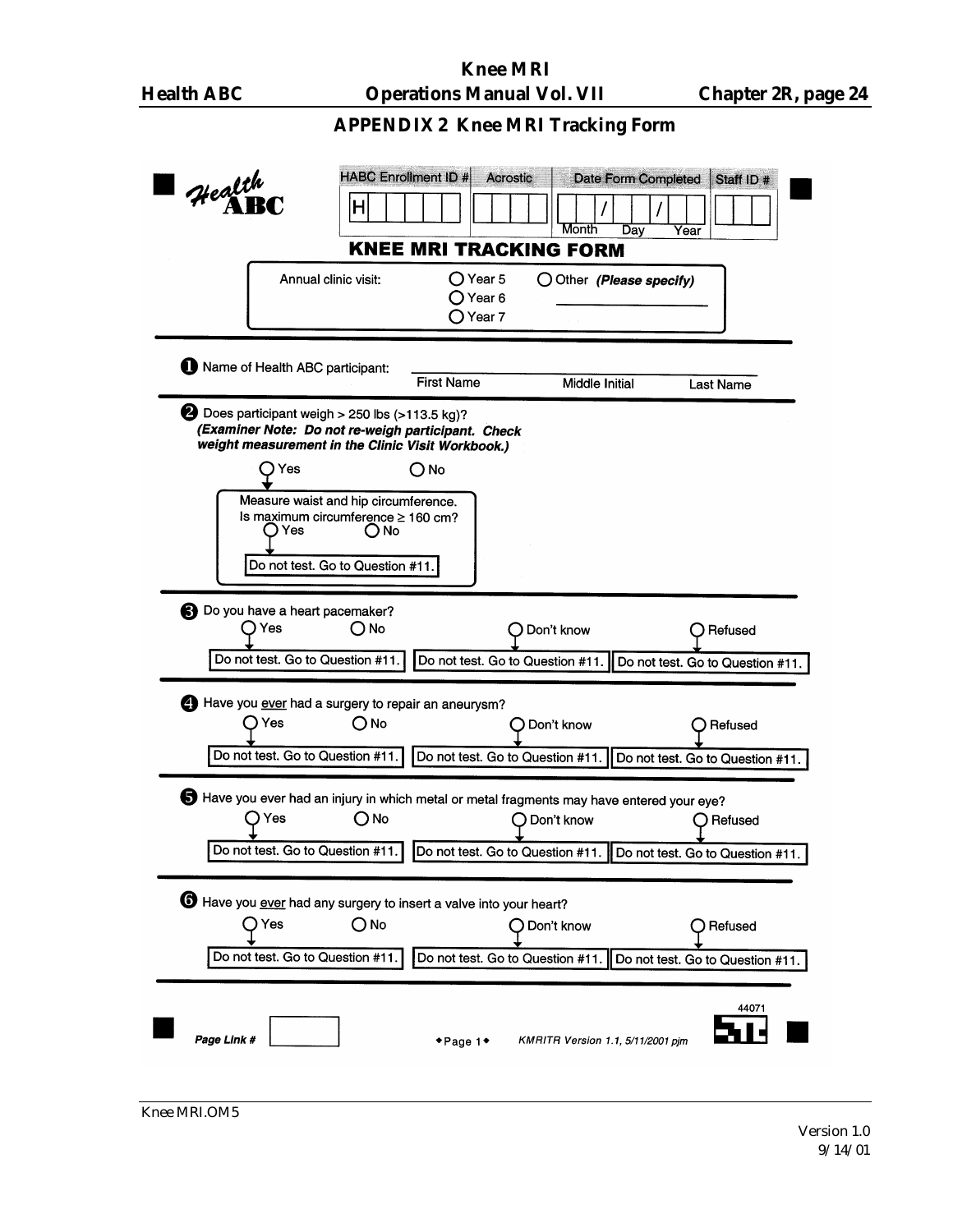## APPENDIX 2 Knee MRI Tracking Form

Health ABC

| HABC Enrollment ID # | Acrostic | Date Form Completed | Staff ID # |
|---|---|---|---|
| H | | / / (Month Day Year) | |

# KNEE MRI TRACKING FORM

Annual clinic visit: ○ Year 5 ○ Year 6 ○ Year 7 ○ Other *(Please specify)* ____________

**1** Name of Health ABC participant: ______________________ First Name  Middle Initial  Last Name

**2** Does participant weigh > 250 lbs (>113.5 kg)?
***(Examiner Note: Do not re-weigh participant. Check weight measurement in the Clinic Visit Workbook.)***

○ Yes ○ No

↓ Yes: Measure waist and hip circumference. Is maximum circumference ≥ 160 cm?
○ Yes ○ No
↓ Yes: Do not test. Go to Question #11.

**3** Do you have a heart pacemaker?

○ Yes → Do not test. Go to Question #11.
○ No
○ Don't know → Do not test. Go to Question #11.
○ Refused → Do not test. Go to Question #11.

**4** Have you <u>ever</u> had a surgery to repair an aneurysm?

○ Yes → Do not test. Go to Question #11.
○ No
○ Don't know → Do not test. Go to Question #11.
○ Refused → Do not test. Go to Question #11.

**5** Have you ever had an injury in which metal or metal fragments may have entered your eye?

○ Yes → Do not test. Go to Question #11.
○ No
○ Don't know → Do not test. Go to Question #11.
○ Refused → Do not test. Go to Question #11.

**6** Have you <u>ever</u> had any surgery to insert a valve into your heart?

○ Yes → Do not test. Go to Question #11.
○ No
○ Don't know → Do not test. Go to Question #11.
○ Refused → Do not test. Go to Question #11.

44071

*Page Link #* ______ ◆Page 1◆ *KMRITR Version 1.1, 5/11/2001 pjm*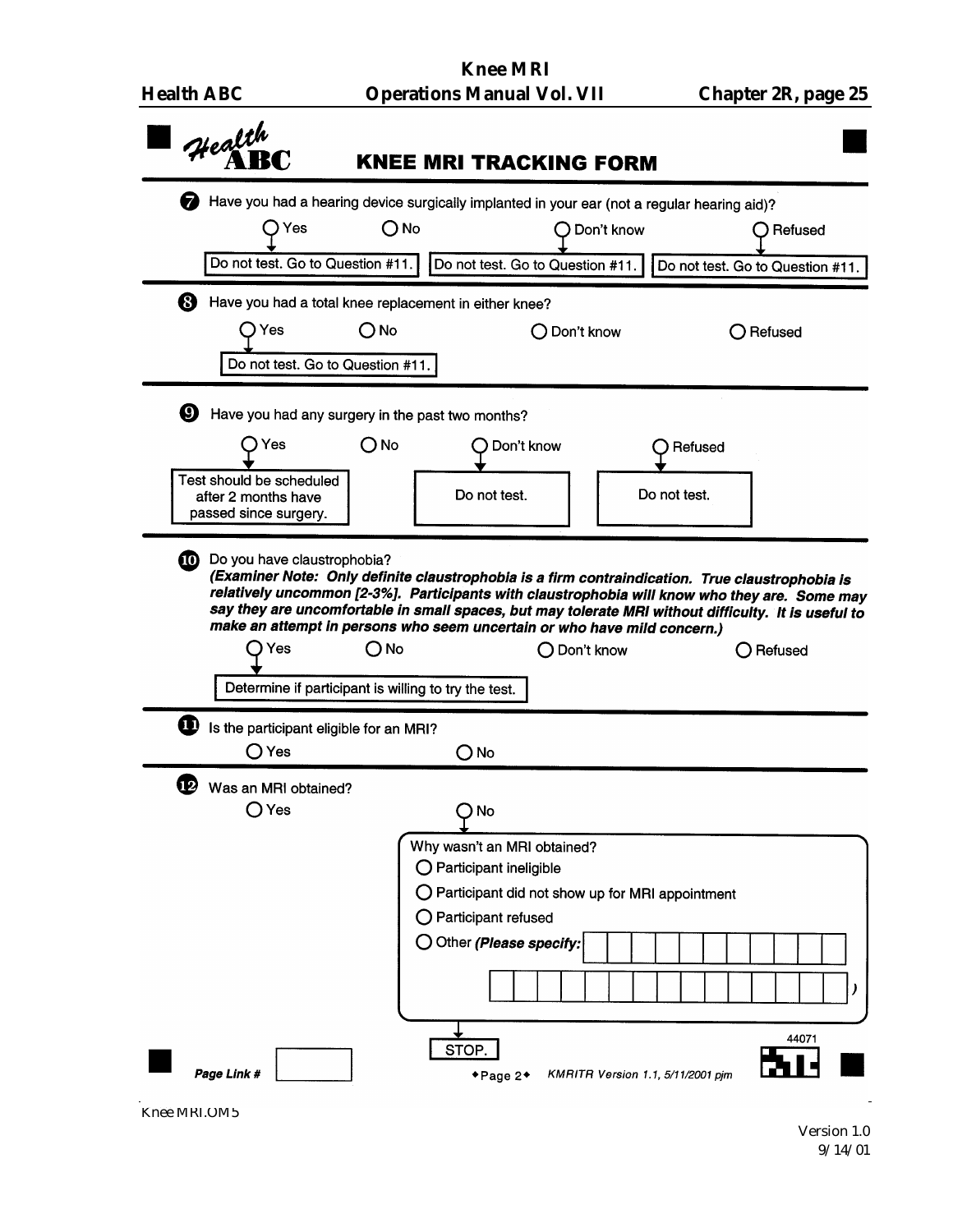# Health ABC — KNEE MRI TRACKING FORM

**7.** Have you had a hearing device surgically implanted in your ear (not a regular hearing aid)?

- ○ Yes → Do not test. Go to Question #11.
- ○ No
- ○ Don't know → Do not test. Go to Question #11.
- ○ Refused → Do not test. Go to Question #11.

**8.** Have you had a total knee replacement in either knee?

- ○ Yes → Do not test. Go to Question #11.
- ○ No
- ○ Don't know
- ○ Refused

**9.** Have you had any surgery in the past two months?

- ○ Yes → Test should be scheduled after 2 months have passed since surgery.
- ○ No
- ○ Don't know → Do not test.
- ○ Refused → Do not test.

**10.** Do you have claustrophobia?
***(Examiner Note: Only definite claustrophobia is a firm contraindication. True claustrophobia is relatively uncommon [2-3%]. Participants with claustrophobia will know who they are. Some may say they are uncomfortable in small spaces, but may tolerate MRI without difficulty. It is useful to make an attempt in persons who seem uncertain or who have mild concern.)***

- ○ Yes → Determine if participant is willing to try the test.
- ○ No
- ○ Don't know
- ○ Refused

**11.** Is the participant eligible for an MRI?

- ○ Yes
- ○ No

**12.** Was an MRI obtained?

- ○ Yes
- ○ No →

  Why wasn't an MRI obtained?
  - ○ Participant ineligible
  - ○ Participant did not show up for MRI appointment
  - ○ Participant refused
  - ○ Other ***(Please specify:*** ____________________ ___)

  → STOP.

*Page Link #* ________

◆Page 2◆ *KMRITR Version 1.1, 5/11/2001 pjm*

44071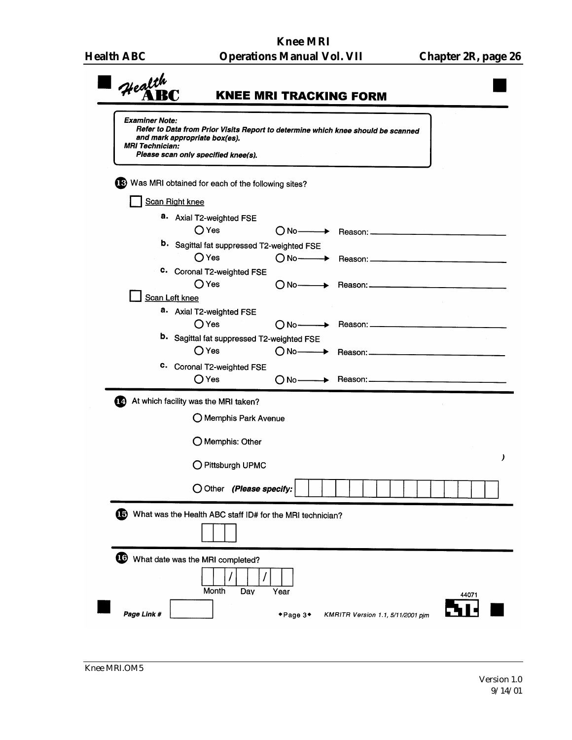# Health ABC KNEE MRI TRACKING FORM

> ***Examiner Note:***
> *Refer to Data from Prior Visits Report to determine which knee should be scanned and mark appropriate box(es).*
> ***MRI Technician:***
> *Please scan only specified knee(s).*

**13** Was MRI obtained for each of the following sites?

☐ Scan Right knee

- **a.** Axial T2-weighted FSE
  - ○ Yes ○ No ——→ Reason: ______________________
- **b.** Sagittal fat suppressed T2-weighted FSE
  - ○ Yes ○ No ——→ Reason: ______________________
- **c.** Coronal T2-weighted FSE
  - ○ Yes ○ No ——→ Reason: ______________________

☐ Scan Left knee

- **a.** Axial T2-weighted FSE
  - ○ Yes ○ No ——→ Reason: ______________________
- **b.** Sagittal fat suppressed T2-weighted FSE
  - ○ Yes ○ No ——→ Reason: ______________________
- **c.** Coronal T2-weighted FSE
  - ○ Yes ○ No ——→ Reason: ______________________

**14** At which facility was the MRI taken?

- ○ Memphis Park Avenue
- ○ Memphis: Other
- ○ Pittsburgh UPMC
- ○ Other ***(Please specify:*** ☐☐☐☐☐☐☐☐☐☐☐☐☐☐☐ **)**

**15** What was the Health ABC staff ID# for the MRI technician?

☐☐☐

**16** What date was the MRI completed?

☐☐ / ☐☐ / ☐☐
Month Day Year

***Page Link #*** ☐

◆Page 3◆ *KMRITR Version 1.1, 5/11/2001 pjm*

44071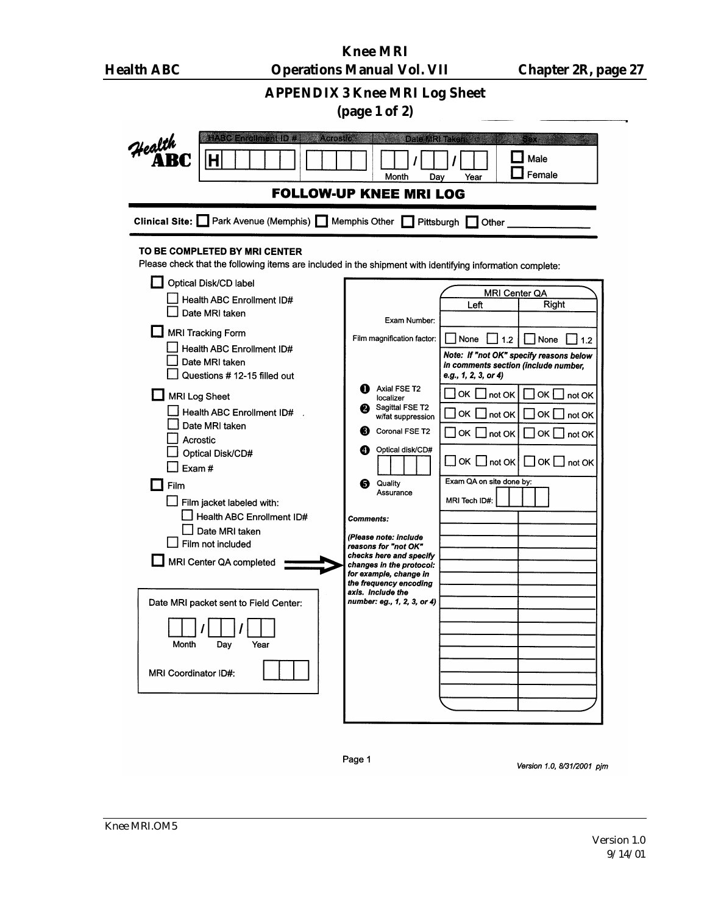## APPENDIX 3 Knee MRI Log Sheet
## (page 1 of 2)

Health ABC

| HABC Enrollment ID # | Acrostic | Date MRI Taken | Sex |
|---|---|---|---|
| H | | Month / Day / Year | ☐ Male ☐ Female |

### FOLLOW-UP KNEE MRI LOG

**Clinical Site:** ☐ Park Avenue (Memphis) ☐ Memphis Other ☐ Pittsburgh ☐ Other ______

**TO BE COMPLETED BY MRI CENTER**

Please check that the following items are included in the shipment with identifying information complete:

- ☐ Optical Disk/CD label
  - ☐ Health ABC Enrollment ID#
  - ☐ Date MRI taken
- ☐ MRI Tracking Form
  - ☐ Health ABC Enrollment ID#
  - ☐ Date MRI taken
  - ☐ Questions # 12-15 filled out
- ☐ MRI Log Sheet
  - ☐ Health ABC Enrollment ID#
  - ☐ Date MRI taken
  - ☐ Acrostic
  - ☐ Optical Disk/CD#
  - ☐ Exam #
- ☐ Film
  - ☐ Film jacket labeled with:
    - ☐ Health ABC Enrollment ID#
    - ☐ Date MRI taken
  - ☐ Film not included
- ☐ MRI Center QA completed ⟹

Date MRI packet sent to Field Center: ___ / ___ / ___ (Month / Day / Year)

MRI Coordinator ID#: ______

| | MRI Center QA | |
|---|---|---|
| | Left | Right |
| Exam Number: | | |
| Film magnification factor: | ☐ None ☐ 1.2 | ☐ None ☐ 1.2 |
| | *Note: If "not OK" specify reasons below in comments section (include number, e.g., 1, 2, 3, or 4)* | |
| 1 Axial FSE T2 localizer | ☐ OK ☐ not OK | ☐ OK ☐ not OK |
| 2 Sagittal FSE T2 w/fat suppression | ☐ OK ☐ not OK | ☐ OK ☐ not OK |
| 3 Coronal FSE T2 | ☐ OK ☐ not OK | ☐ OK ☐ not OK |
| 4 Optical disk/CD# | ☐ OK ☐ not OK | ☐ OK ☐ not OK |
| 5 Quality Assurance | Exam QA on site done by: MRI Tech ID#: | |
| **Comments:** *(Please note: include reasons for "not OK" checks here and specify changes in the protocol: for example, change in the frequency encoding axis. Include the number: eg., 1, 2, 3, or 4)* | | |

Page 1

*Version 1.0, 8/31/2001 pjm*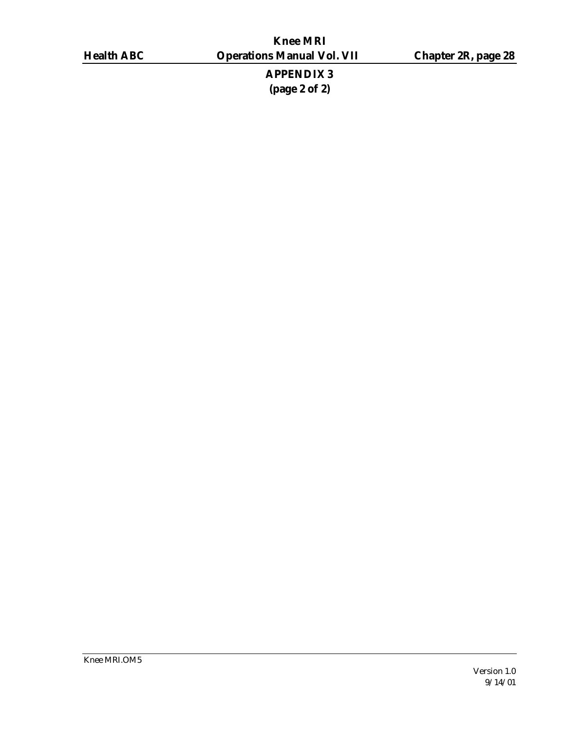# APPENDIX 3
## (page 2 of 2)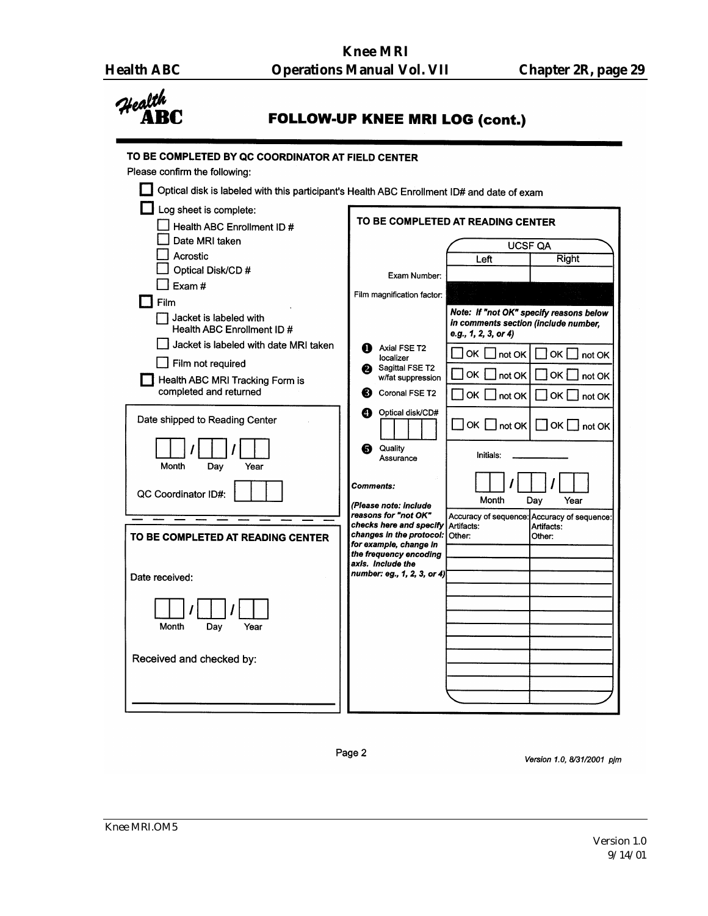# FOLLOW-UP KNEE MRI LOG (cont.)

## TO BE COMPLETED BY QC COORDINATOR AT FIELD CENTER

Please confirm the following:

- ☐ Optical disk is labeled with this participant's Health ABC Enrollment ID# and date of exam
- ☐ Log sheet is complete:
  - ☐ Health ABC Enrollment ID #
  - ☐ Date MRI taken
  - ☐ Acrostic
  - ☐ Optical Disk/CD #
  - ☐ Exam #
- ☐ Film
  - ☐ Jacket is labeled with Health ABC Enrollment ID #
  - ☐ Jacket is labeled with date MRI taken
  - ☐ Film not required
- ☐ Health ABC MRI Tracking Form is completed and returned

Date shipped to Reading Center

☐☐ / ☐☐ / ☐☐
Month / Day / Year

QC Coordinator ID#: ☐☐☐

## TO BE COMPLETED AT READING CENTER

Date received:

☐☐ / ☐☐ / ☐☐
Month / Day / Year

Received and checked by: ______________________

## TO BE COMPLETED AT READING CENTER

| | UCSF QA | |
|---|---|---|
| | Left | Right |
| Exam Number: | | |
| Film magnification factor: | | |
| | *Note: If "not OK" specify reasons below in comments section (include number, e.g., 1, 2, 3, or 4)* | |
| 1 Axial FSE T2 localizer | ☐ OK ☐ not OK | ☐ OK ☐ not OK |
| 2 Sagittal FSE T2 w/fat suppression | ☐ OK ☐ not OK | ☐ OK ☐ not OK |
| 3 Coronal FSE T2 | ☐ OK ☐ not OK | ☐ OK ☐ not OK |
| 4 Optical disk/CD# ☐☐☐☐ | ☐ OK ☐ not OK | ☐ OK ☐ not OK |
| 5 Quality Assurance | Initials: __________ ☐☐ / ☐☐ / ☐☐ Month / Day / Year | |
| ***Comments:*** *(Please note: Include reasons for "not OK" checks here and specify changes in the protocol: for example, change in the frequency encoding axis. Include the number: eg., 1, 2, 3, or 4)* | Accuracy of sequence: Artifacts: Other: | Accuracy of sequence: Artifacts: Other: |
| | | |
| | | |
| | | |
| | | |
| | | |
| | | |
| | | |
| | | |
| | | |
| | | |
| | | |

Page 2

*Version 1.0, 8/31/2001 pjm*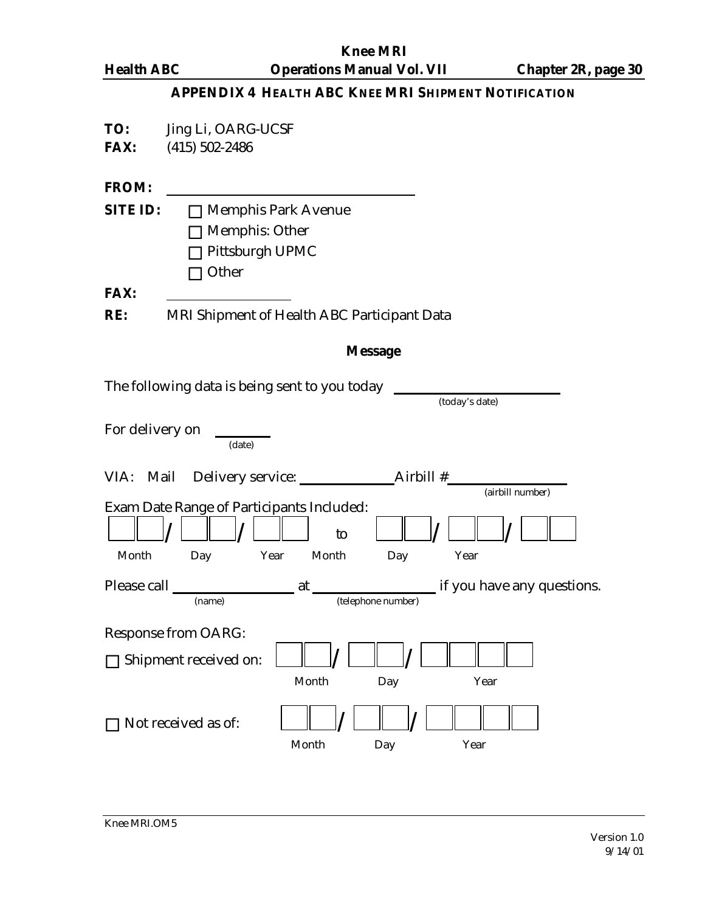## APPENDIX 4 HEALTH ABC KNEE MRI SHIPMENT NOTIFICATION

**TO:** Jing Li, OARG-UCSF
**FAX:** (415) 502-2486

**FROM:** ______________________________

**SITE ID:**
- ☐ Memphis Park Avenue
- ☐ Memphis: Other
- ☐ Pittsburgh UPMC
- ☐ Other

**FAX:** ________________

**RE:** MRI Shipment of Health ABC Participant Data

### Message

The following data is being sent to you today ____________________
(today's date)

For delivery on ________
(date)

VIA: Mail Delivery service: ____________ Airbill # ______________
(airbill number)

Exam Date Range of Participants Included:

☐☐ / ☐☐ / ☐☐ to ☐☐ / ☐☐ / ☐☐
Month Day Year Month Day Year

Please call ______________ at ______________ if you have any questions.
(name) (telephone number)

Response from OARG:

☐ Shipment received on: ☐☐ / ☐☐ / ☐☐☐☐
Month Day Year

☐ Not received as of: ☐☐ / ☐☐ / ☐☐☐☐
Month Day Year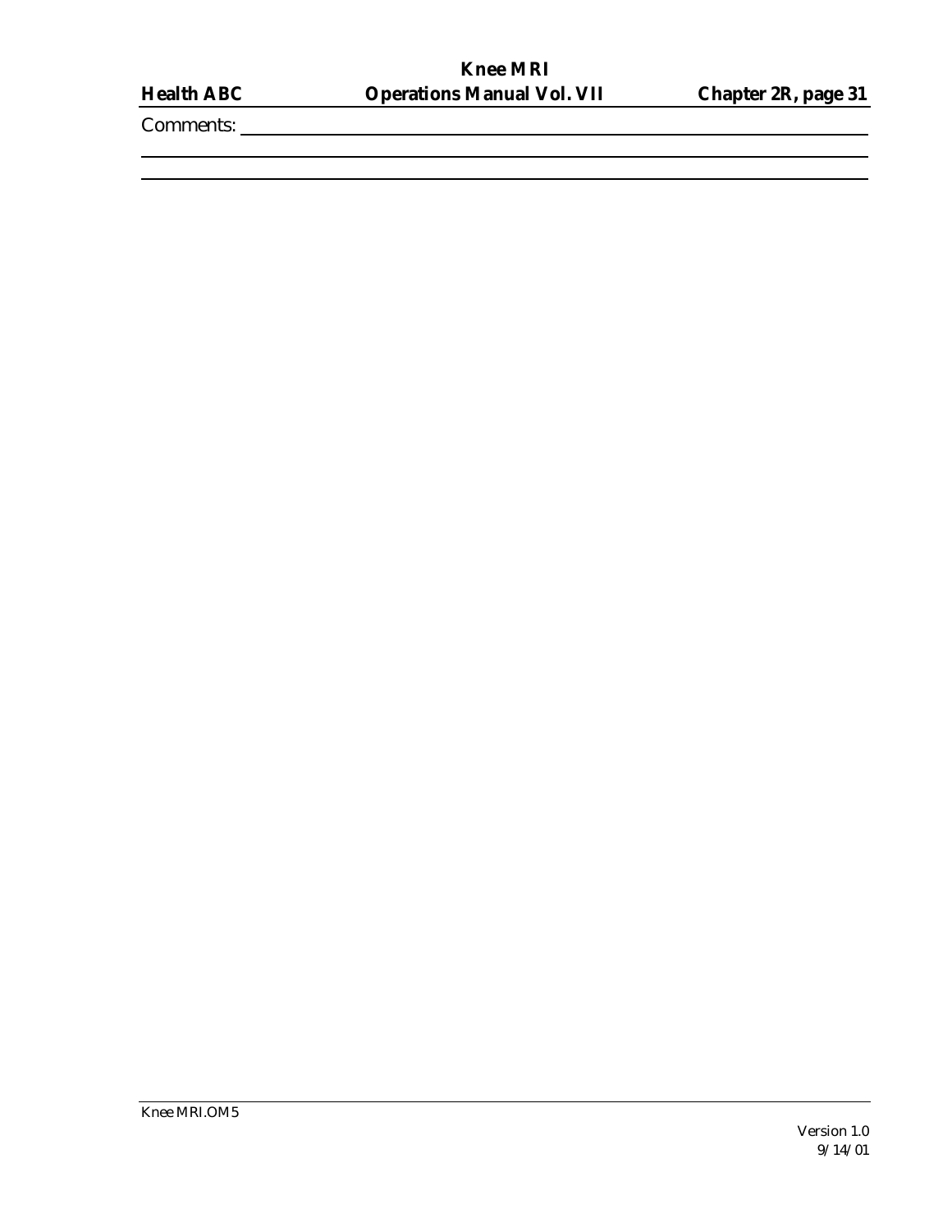Comments: ____________________________________________________________

______________________________________________________________________

______________________________________________________________________